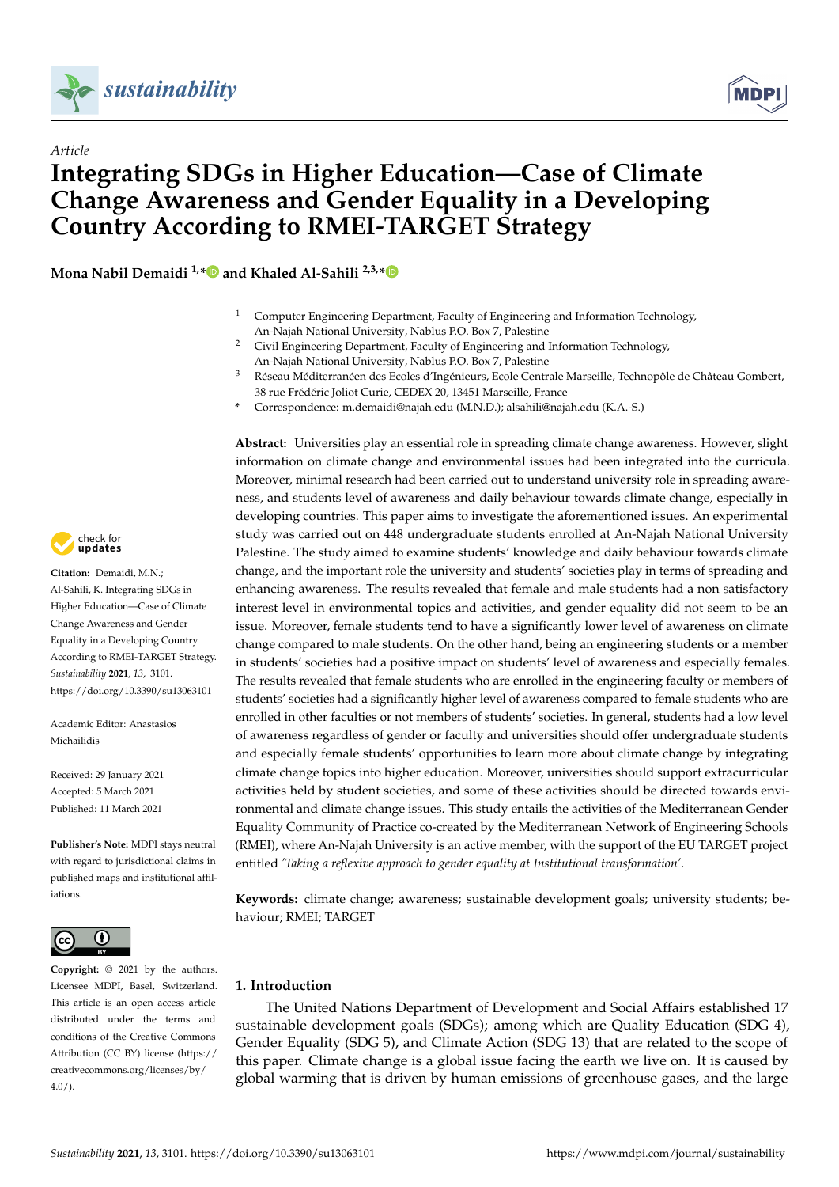*Article*

# Integrating SDGs in Higher Education—Case of Climate Change Awareness and Gender Equality in a Developing Country According to RMEI-TARGET Strategy

**Mona Nabil Demaidi [1,*] and Khaled Al-Sahili [2,3,*]**

[1] Computer Engineering Department, Faculty of Engineering and Information Technology, An-Najah National University, Nablus P.O. Box 7, Palestine
[2] Civil Engineering Department, Faculty of Engineering and Information Technology, An-Najah National University, Nablus P.O. Box 7, Palestine
[3] Réseau Méditerranéen des Ecoles d'Ingénieurs, Ecole Centrale Marseille, Technopôle de Château Gombert, 38 rue Frédéric Joliot Curie, CEDEX 20, 13451 Marseille, France
* Correspondence: m.demaidi@najah.edu (M.N.D.); alsahili@najah.edu (K.A.-S.)

**Citation:** Demaidi, M.N.; Al-Sahili, K. Integrating SDGs in Higher Education—Case of Climate Change Awareness and Gender Equality in a Developing Country According to RMEI-TARGET Strategy. *Sustainability* **2021**, *13*, 3101. https://doi.org/10.3390/su13063101

Academic Editor: Anastasios Michailidis

Received: 29 January 2021
Accepted: 5 March 2021
Published: 11 March 2021

**Publisher's Note:** MDPI stays neutral with regard to jurisdictional claims in published maps and institutional affiliations.

**Copyright:** © 2021 by the authors. Licensee MDPI, Basel, Switzerland. This article is an open access article distributed under the terms and conditions of the Creative Commons Attribution (CC BY) license (https://creativecommons.org/licenses/by/4.0/).

**Abstract:** Universities play an essential role in spreading climate change awareness. However, slight information on climate change and environmental issues had been integrated into the curricula. Moreover, minimal research had been carried out to understand university role in spreading awareness, and students level of awareness and daily behaviour towards climate change, especially in developing countries. This paper aims to investigate the aforementioned issues. An experimental study was carried out on 448 undergraduate students enrolled at An-Najah National University Palestine. The study aimed to examine students' knowledge and daily behaviour towards climate change, and the important role the university and students' societies play in terms of spreading and enhancing awareness. The results revealed that female and male students had a non satisfactory interest level in environmental topics and activities, and gender equality did not seem to be an issue. Moreover, female students tend to have a significantly lower level of awareness on climate change compared to male students. On the other hand, being an engineering students or a member in students' societies had a positive impact on students' level of awareness and especially females. The results revealed that female students who are enrolled in the engineering faculty or members of students' societies had a significantly higher level of awareness compared to female students who are enrolled in other faculties or not members of students' societies. In general, students had a low level of awareness regardless of gender or faculty and universities should offer undergraduate students and especially female students' opportunities to learn more about climate change by integrating climate change topics into higher education. Moreover, universities should support extracurricular activities held by student societies, and some of these activities should be directed towards environmental and climate change issues. This study entails the activities of the Mediterranean Gender Equality Community of Practice co-created by the Mediterranean Network of Engineering Schools (RMEI), where An-Najah University is an active member, with the support of the EU TARGET project entitled *'Taking a reflexive approach to gender equality at Institutional transformation'*.

**Keywords:** climate change; awareness; sustainable development goals; university students; behaviour; RMEI; TARGET

## 1. Introduction

The United Nations Department of Development and Social Affairs established 17 sustainable development goals (SDGs); among which are Quality Education (SDG 4), Gender Equality (SDG 5), and Climate Action (SDG 13) that are related to the scope of this paper. Climate change is a global issue facing the earth we live on. It is caused by global warming that is driven by human emissions of greenhouse gases, and the large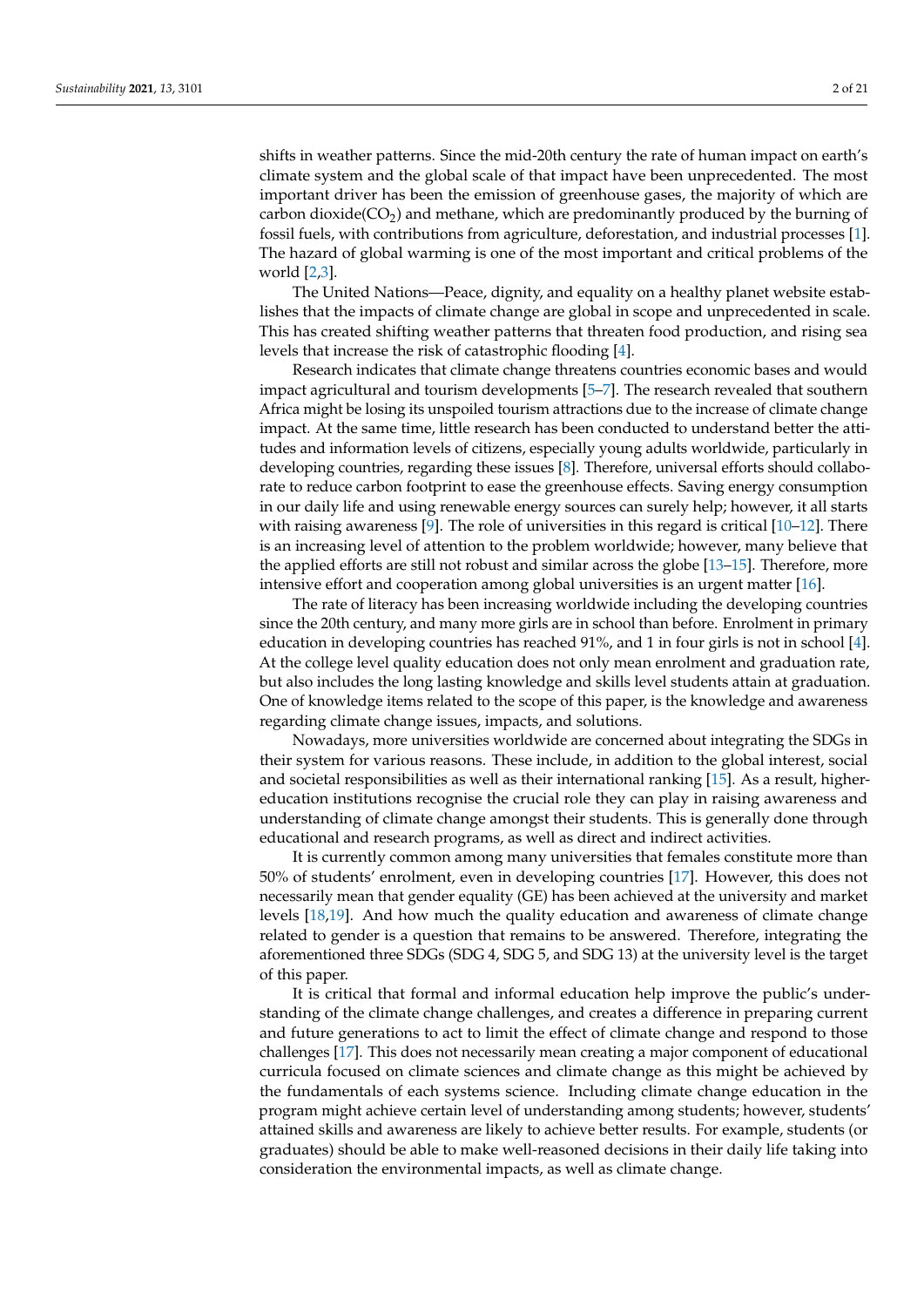shifts in weather patterns. Since the mid-20th century the rate of human impact on earth's climate system and the global scale of that impact have been unprecedented. The most important driver has been the emission of greenhouse gases, the majority of which are carbon dioxide($CO_2$) and methane, which are predominantly produced by the burning of fossil fuels, with contributions from agriculture, deforestation, and industrial processes [1]. The hazard of global warming is one of the most important and critical problems of the world [2,3].

The United Nations—Peace, dignity, and equality on a healthy planet website establishes that the impacts of climate change are global in scope and unprecedented in scale. This has created shifting weather patterns that threaten food production, and rising sea levels that increase the risk of catastrophic flooding [4].

Research indicates that climate change threatens countries economic bases and would impact agricultural and tourism developments [5–7]. The research revealed that southern Africa might be losing its unspoiled tourism attractions due to the increase of climate change impact. At the same time, little research has been conducted to understand better the attitudes and information levels of citizens, especially young adults worldwide, particularly in developing countries, regarding these issues [8]. Therefore, universal efforts should collaborate to reduce carbon footprint to ease the greenhouse effects. Saving energy consumption in our daily life and using renewable energy sources can surely help; however, it all starts with raising awareness [9]. The role of universities in this regard is critical [10–12]. There is an increasing level of attention to the problem worldwide; however, many believe that the applied efforts are still not robust and similar across the globe [13–15]. Therefore, more intensive effort and cooperation among global universities is an urgent matter [16].

The rate of literacy has been increasing worldwide including the developing countries since the 20th century, and many more girls are in school than before. Enrolment in primary education in developing countries has reached 91%, and 1 in four girls is not in school [4]. At the college level quality education does not only mean enrolment and graduation rate, but also includes the long lasting knowledge and skills level students attain at graduation. One of knowledge items related to the scope of this paper, is the knowledge and awareness regarding climate change issues, impacts, and solutions.

Nowadays, more universities worldwide are concerned about integrating the SDGs in their system for various reasons. These include, in addition to the global interest, social and societal responsibilities as well as their international ranking [15]. As a result, higher-education institutions recognise the crucial role they can play in raising awareness and understanding of climate change amongst their students. This is generally done through educational and research programs, as well as direct and indirect activities.

It is currently common among many universities that females constitute more than 50% of students' enrolment, even in developing countries [17]. However, this does not necessarily mean that gender equality (GE) has been achieved at the university and market levels [18,19]. And how much the quality education and awareness of climate change related to gender is a question that remains to be answered. Therefore, integrating the aforementioned three SDGs (SDG 4, SDG 5, and SDG 13) at the university level is the target of this paper.

It is critical that formal and informal education help improve the public's understanding of the climate change challenges, and creates a difference in preparing current and future generations to act to limit the effect of climate change and respond to those challenges [17]. This does not necessarily mean creating a major component of educational curricula focused on climate sciences and climate change as this might be achieved by the fundamentals of each systems science. Including climate change education in the program might achieve certain level of understanding among students; however, students' attained skills and awareness are likely to achieve better results. For example, students (or graduates) should be able to make well-reasoned decisions in their daily life taking into consideration the environmental impacts, as well as climate change.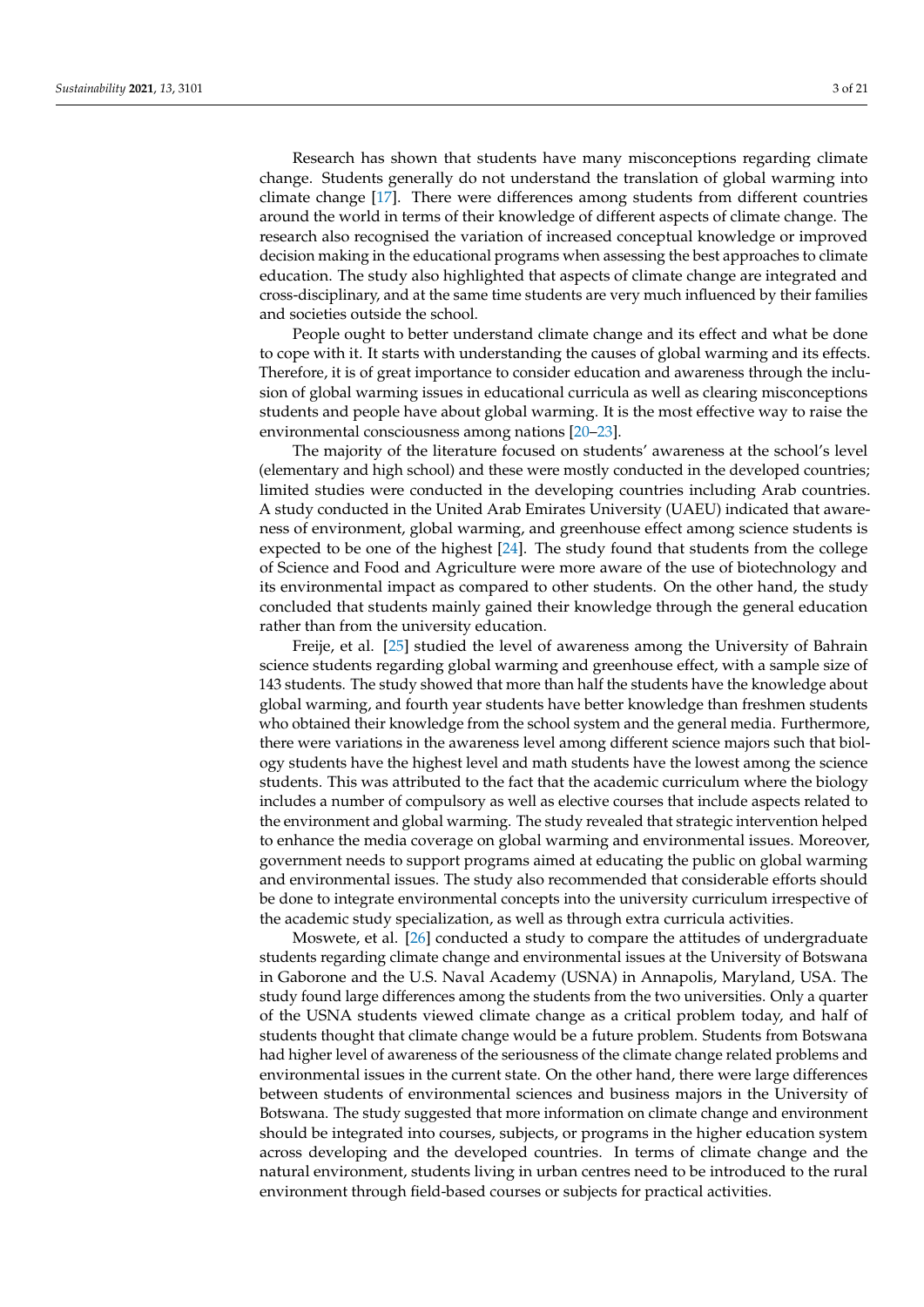Research has shown that students have many misconceptions regarding climate change. Students generally do not understand the translation of global warming into climate change [17]. There were differences among students from different countries around the world in terms of their knowledge of different aspects of climate change. The research also recognised the variation of increased conceptual knowledge or improved decision making in the educational programs when assessing the best approaches to climate education. The study also highlighted that aspects of climate change are integrated and cross-disciplinary, and at the same time students are very much influenced by their families and societies outside the school.

People ought to better understand climate change and its effect and what be done to cope with it. It starts with understanding the causes of global warming and its effects. Therefore, it is of great importance to consider education and awareness through the inclusion of global warming issues in educational curricula as well as clearing misconceptions students and people have about global warming. It is the most effective way to raise the environmental consciousness among nations [20–23].

The majority of the literature focused on students' awareness at the school's level (elementary and high school) and these were mostly conducted in the developed countries; limited studies were conducted in the developing countries including Arab countries. A study conducted in the United Arab Emirates University (UAEU) indicated that awareness of environment, global warming, and greenhouse effect among science students is expected to be one of the highest [24]. The study found that students from the college of Science and Food and Agriculture were more aware of the use of biotechnology and its environmental impact as compared to other students. On the other hand, the study concluded that students mainly gained their knowledge through the general education rather than from the university education.

Freije, et al. [25] studied the level of awareness among the University of Bahrain science students regarding global warming and greenhouse effect, with a sample size of 143 students. The study showed that more than half the students have the knowledge about global warming, and fourth year students have better knowledge than freshmen students who obtained their knowledge from the school system and the general media. Furthermore, there were variations in the awareness level among different science majors such that biology students have the highest level and math students have the lowest among the science students. This was attributed to the fact that the academic curriculum where the biology includes a number of compulsory as well as elective courses that include aspects related to the environment and global warming. The study revealed that strategic intervention helped to enhance the media coverage on global warming and environmental issues. Moreover, government needs to support programs aimed at educating the public on global warming and environmental issues. The study also recommended that considerable efforts should be done to integrate environmental concepts into the university curriculum irrespective of the academic study specialization, as well as through extra curricula activities.

Moswete, et al. [26] conducted a study to compare the attitudes of undergraduate students regarding climate change and environmental issues at the University of Botswana in Gaborone and the U.S. Naval Academy (USNA) in Annapolis, Maryland, USA. The study found large differences among the students from the two universities. Only a quarter of the USNA students viewed climate change as a critical problem today, and half of students thought that climate change would be a future problem. Students from Botswana had higher level of awareness of the seriousness of the climate change related problems and environmental issues in the current state. On the other hand, there were large differences between students of environmental sciences and business majors in the University of Botswana. The study suggested that more information on climate change and environment should be integrated into courses, subjects, or programs in the higher education system across developing and the developed countries. In terms of climate change and the natural environment, students living in urban centres need to be introduced to the rural environment through field-based courses or subjects for practical activities.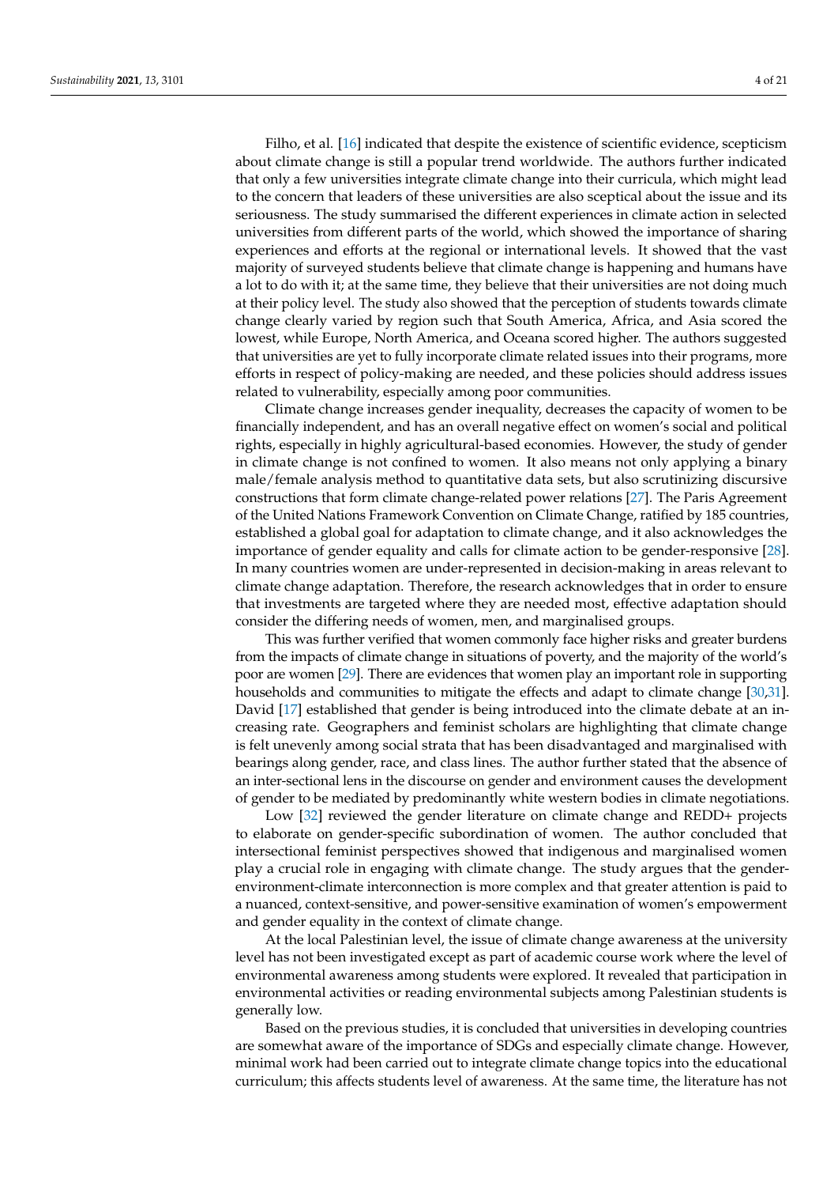Filho, et al. [16] indicated that despite the existence of scientific evidence, scepticism about climate change is still a popular trend worldwide. The authors further indicated that only a few universities integrate climate change into their curricula, which might lead to the concern that leaders of these universities are also sceptical about the issue and its seriousness. The study summarised the different experiences in climate action in selected universities from different parts of the world, which showed the importance of sharing experiences and efforts at the regional or international levels. It showed that the vast majority of surveyed students believe that climate change is happening and humans have a lot to do with it; at the same time, they believe that their universities are not doing much at their policy level. The study also showed that the perception of students towards climate change clearly varied by region such that South America, Africa, and Asia scored the lowest, while Europe, North America, and Oceana scored higher. The authors suggested that universities are yet to fully incorporate climate related issues into their programs, more efforts in respect of policy-making are needed, and these policies should address issues related to vulnerability, especially among poor communities.

Climate change increases gender inequality, decreases the capacity of women to be financially independent, and has an overall negative effect on women's social and political rights, especially in highly agricultural-based economies. However, the study of gender in climate change is not confined to women. It also means not only applying a binary male/female analysis method to quantitative data sets, but also scrutinizing discursive constructions that form climate change-related power relations [27]. The Paris Agreement of the United Nations Framework Convention on Climate Change, ratified by 185 countries, established a global goal for adaptation to climate change, and it also acknowledges the importance of gender equality and calls for climate action to be gender-responsive [28]. In many countries women are under-represented in decision-making in areas relevant to climate change adaptation. Therefore, the research acknowledges that in order to ensure that investments are targeted where they are needed most, effective adaptation should consider the differing needs of women, men, and marginalised groups.

This was further verified that women commonly face higher risks and greater burdens from the impacts of climate change in situations of poverty, and the majority of the world's poor are women [29]. There are evidences that women play an important role in supporting households and communities to mitigate the effects and adapt to climate change [30,31]. David [17] established that gender is being introduced into the climate debate at an increasing rate. Geographers and feminist scholars are highlighting that climate change is felt unevenly among social strata that has been disadvantaged and marginalised with bearings along gender, race, and class lines. The author further stated that the absence of an inter-sectional lens in the discourse on gender and environment causes the development of gender to be mediated by predominantly white western bodies in climate negotiations.

Low [32] reviewed the gender literature on climate change and REDD+ projects to elaborate on gender-specific subordination of women. The author concluded that intersectional feminist perspectives showed that indigenous and marginalised women play a crucial role in engaging with climate change. The study argues that the gender-environment-climate interconnection is more complex and that greater attention is paid to a nuanced, context-sensitive, and power-sensitive examination of women's empowerment and gender equality in the context of climate change.

At the local Palestinian level, the issue of climate change awareness at the university level has not been investigated except as part of academic course work where the level of environmental awareness among students were explored. It revealed that participation in environmental activities or reading environmental subjects among Palestinian students is generally low.

Based on the previous studies, it is concluded that universities in developing countries are somewhat aware of the importance of SDGs and especially climate change. However, minimal work had been carried out to integrate climate change topics into the educational curriculum; this affects students level of awareness. At the same time, the literature has not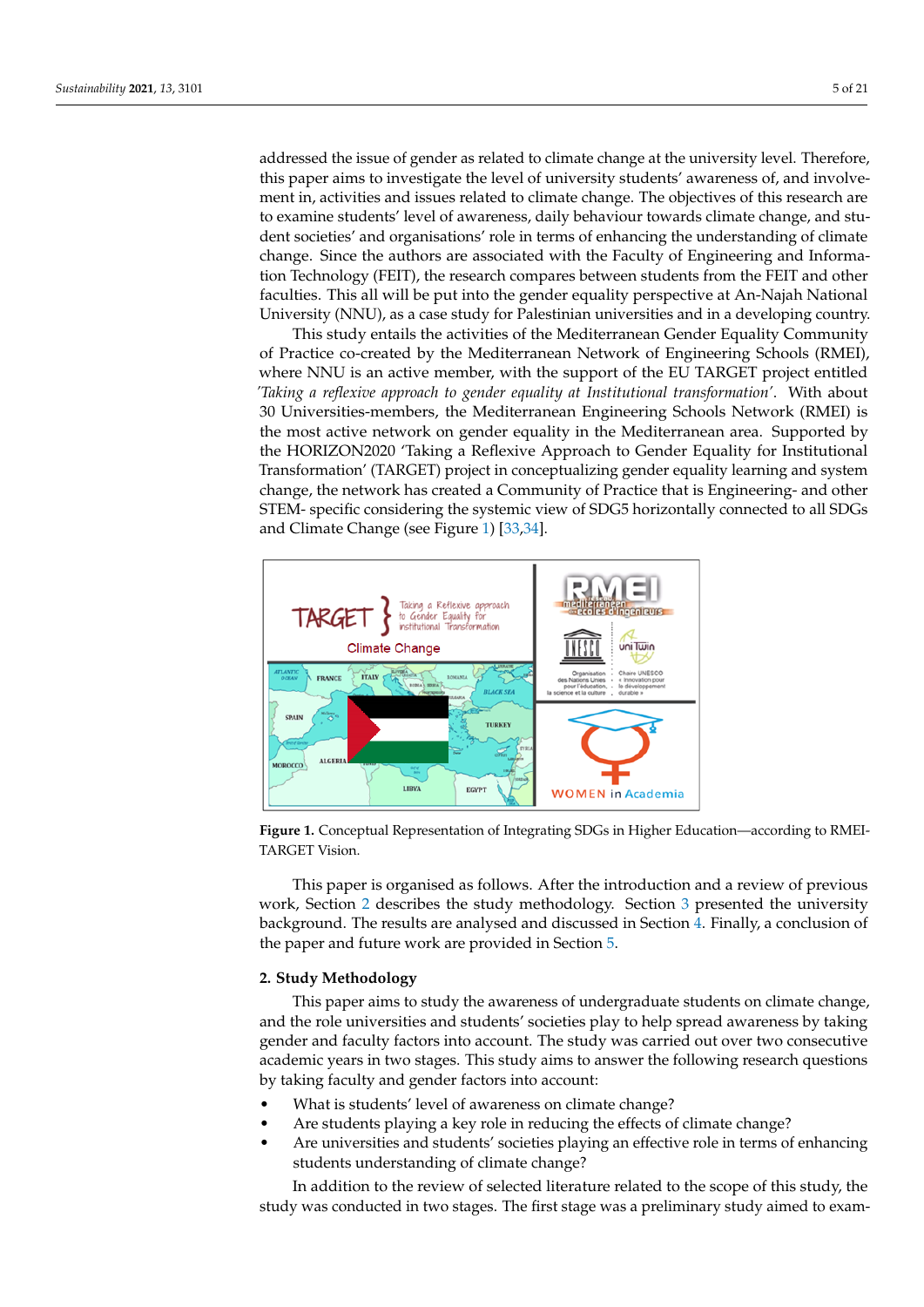addressed the issue of gender as related to climate change at the university level. Therefore, this paper aims to investigate the level of university students' awareness of, and involvement in, activities and issues related to climate change. The objectives of this research are to examine students' level of awareness, daily behaviour towards climate change, and student societies' and organisations' role in terms of enhancing the understanding of climate change. Since the authors are associated with the Faculty of Engineering and Information Technology (FEIT), the research compares between students from the FEIT and other faculties. This all will be put into the gender equality perspective at An-Najah National University (NNU), as a case study for Palestinian universities and in a developing country.

This study entails the activities of the Mediterranean Gender Equality Community of Practice co-created by the Mediterranean Network of Engineering Schools (RMEI), where NNU is an active member, with the support of the EU TARGET project entitled *'Taking a reflexive approach to gender equality at Institutional transformation'*. With about 30 Universities-members, the Mediterranean Engineering Schools Network (RMEI) is the most active network on gender equality in the Mediterranean area. Supported by the HORIZON2020 'Taking a Reflexive Approach to Gender Equality for Institutional Transformation' (TARGET) project in conceptualizing gender equality learning and system change, the network has created a Community of Practice that is Engineering- and other STEM- specific considering the systemic view of SDG5 horizontally connected to all SDGs and Climate Change (see Figure 1) [33,34].

**Figure 1.** Conceptual Representation of Integrating SDGs in Higher Education—according to RMEI-TARGET Vision.

This paper is organised as follows. After the introduction and a review of previous work, Section 2 describes the study methodology. Section 3 presented the university background. The results are analysed and discussed in Section 4. Finally, a conclusion of the paper and future work are provided in Section 5.

## 2. Study Methodology

This paper aims to study the awareness of undergraduate students on climate change, and the role universities and students' societies play to help spread awareness by taking gender and faculty factors into account. The study was carried out over two consecutive academic years in two stages. This study aims to answer the following research questions by taking faculty and gender factors into account:

- What is students' level of awareness on climate change?
- Are students playing a key role in reducing the effects of climate change?
- Are universities and students' societies playing an effective role in terms of enhancing students understanding of climate change?

In addition to the review of selected literature related to the scope of this study, the study was conducted in two stages. The first stage was a preliminary study aimed to exam-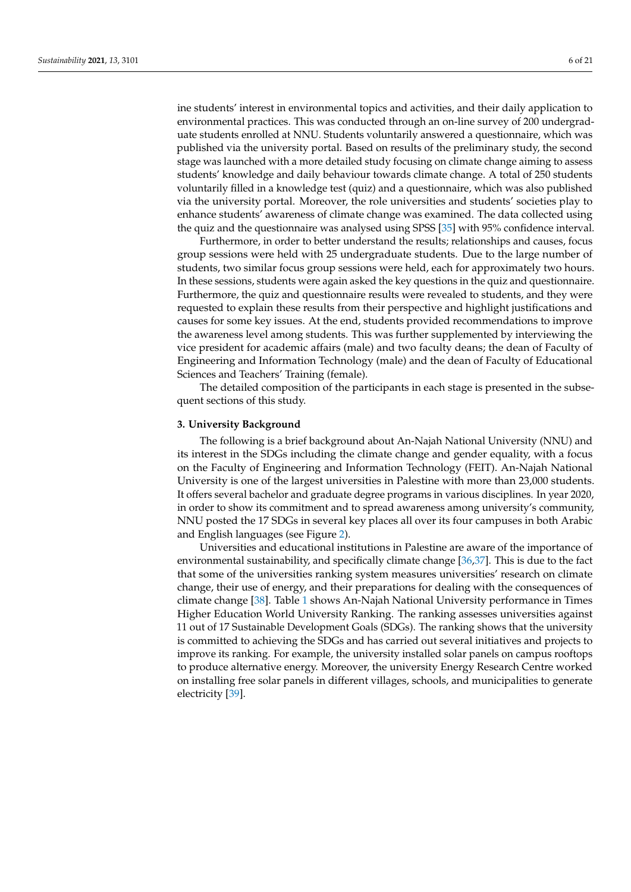ine students' interest in environmental topics and activities, and their daily application to environmental practices. This was conducted through an on-line survey of 200 undergraduate students enrolled at NNU. Students voluntarily answered a questionnaire, which was published via the university portal. Based on results of the preliminary study, the second stage was launched with a more detailed study focusing on climate change aiming to assess students' knowledge and daily behaviour towards climate change. A total of 250 students voluntarily filled in a knowledge test (quiz) and a questionnaire, which was also published via the university portal. Moreover, the role universities and students' societies play to enhance students' awareness of climate change was examined. The data collected using the quiz and the questionnaire was analysed using SPSS [35] with 95% confidence interval.

Furthermore, in order to better understand the results; relationships and causes, focus group sessions were held with 25 undergraduate students. Due to the large number of students, two similar focus group sessions were held, each for approximately two hours. In these sessions, students were again asked the key questions in the quiz and questionnaire. Furthermore, the quiz and questionnaire results were revealed to students, and they were requested to explain these results from their perspective and highlight justifications and causes for some key issues. At the end, students provided recommendations to improve the awareness level among students. This was further supplemented by interviewing the vice president for academic affairs (male) and two faculty deans; the dean of Faculty of Engineering and Information Technology (male) and the dean of Faculty of Educational Sciences and Teachers' Training (female).

The detailed composition of the participants in each stage is presented in the subsequent sections of this study.

## 3. University Background

The following is a brief background about An-Najah National University (NNU) and its interest in the SDGs including the climate change and gender equality, with a focus on the Faculty of Engineering and Information Technology (FEIT). An-Najah National University is one of the largest universities in Palestine with more than 23,000 students. It offers several bachelor and graduate degree programs in various disciplines. In year 2020, in order to show its commitment and to spread awareness among university's community, NNU posted the 17 SDGs in several key places all over its four campuses in both Arabic and English languages (see Figure 2).

Universities and educational institutions in Palestine are aware of the importance of environmental sustainability, and specifically climate change [36,37]. This is due to the fact that some of the universities ranking system measures universities' research on climate change, their use of energy, and their preparations for dealing with the consequences of climate change [38]. Table 1 shows An-Najah National University performance in Times Higher Education World University Ranking. The ranking assesses universities against 11 out of 17 Sustainable Development Goals (SDGs). The ranking shows that the university is committed to achieving the SDGs and has carried out several initiatives and projects to improve its ranking. For example, the university installed solar panels on campus rooftops to produce alternative energy. Moreover, the university Energy Research Centre worked on installing free solar panels in different villages, schools, and municipalities to generate electricity [39].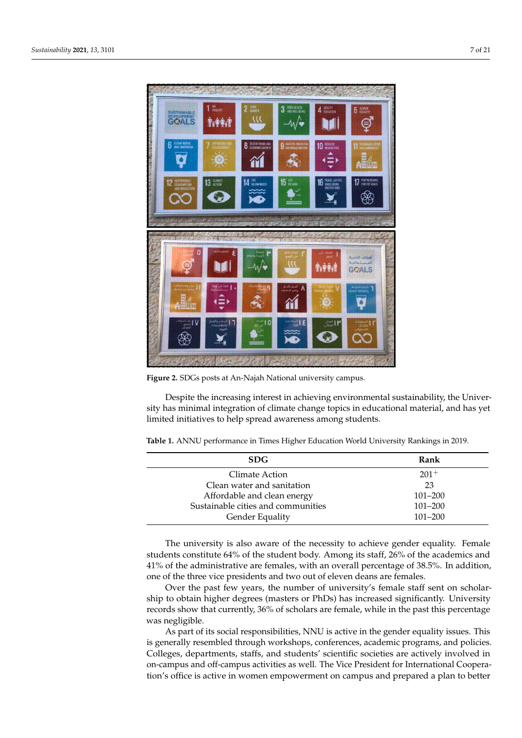**Figure 2.** SDGs posts at An-Najah National university campus.

Despite the increasing interest in achieving environmental sustainability, the University has minimal integration of climate change topics in educational material, and has yet limited initiatives to help spread awareness among students.

**Table 1.** ANNU performance in Times Higher Education World University Rankings in 2019.

| SDG | Rank |
|---|---|
| Climate Action | $201^{+}$ |
| Clean water and sanitation | 23 |
| Affordable and clean energy | 101–200 |
| Sustainable cities and communities | 101–200 |
| Gender Equality | 101–200 |

The university is also aware of the necessity to achieve gender equality. Female students constitute 64% of the student body. Among its staff, 26% of the academics and 41% of the administrative are females, with an overall percentage of 38.5%. In addition, one of the three vice presidents and two out of eleven deans are females.

Over the past few years, the number of university's female staff sent on scholarship to obtain higher degrees (masters or PhDs) has increased significantly. University records show that currently, 36% of scholars are female, while in the past this percentage was negligible.

As part of its social responsibilities, NNU is active in the gender equality issues. This is generally resembled through workshops, conferences, academic programs, and policies. Colleges, departments, staffs, and students' scientific societies are actively involved in on-campus and off-campus activities as well. The Vice President for International Cooperation's office is active in women empowerment on campus and prepared a plan to better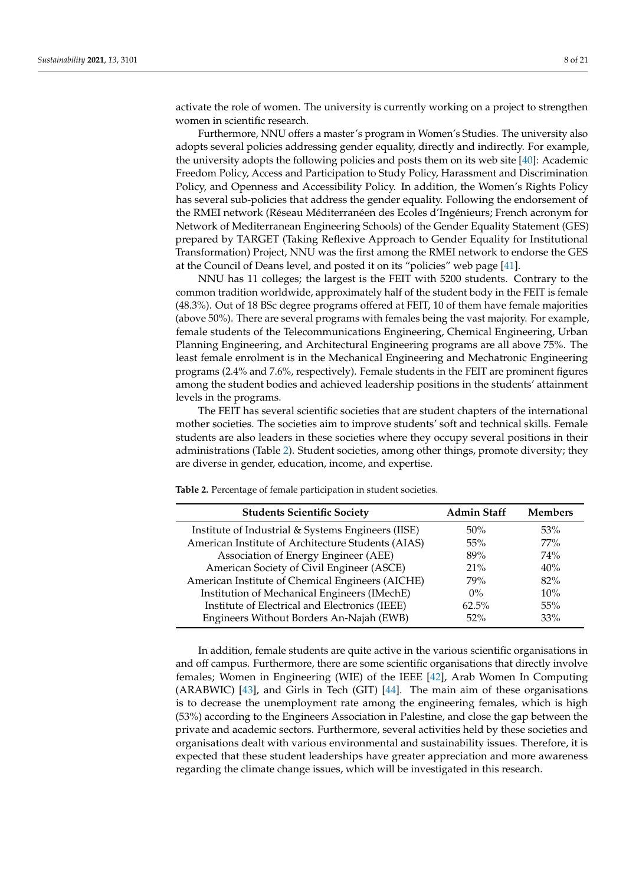activate the role of women. The university is currently working on a project to strengthen women in scientific research.

Furthermore, NNU offers a master's program in Women's Studies. The university also adopts several policies addressing gender equality, directly and indirectly. For example, the university adopts the following policies and posts them on its web site [40]: Academic Freedom Policy, Access and Participation to Study Policy, Harassment and Discrimination Policy, and Openness and Accessibility Policy. In addition, the Women's Rights Policy has several sub-policies that address the gender equality. Following the endorsement of the RMEI network (Réseau Méditerranéen des Ecoles d'Ingénieurs; French acronym for Network of Mediterranean Engineering Schools) of the Gender Equality Statement (GES) prepared by TARGET (Taking Reflexive Approach to Gender Equality for Institutional Transformation) Project, NNU was the first among the RMEI network to endorse the GES at the Council of Deans level, and posted it on its "policies" web page [41].

NNU has 11 colleges; the largest is the FEIT with 5200 students. Contrary to the common tradition worldwide, approximately half of the student body in the FEIT is female (48.3%). Out of 18 BSc degree programs offered at FEIT, 10 of them have female majorities (above 50%). There are several programs with females being the vast majority. For example, female students of the Telecommunications Engineering, Chemical Engineering, Urban Planning Engineering, and Architectural Engineering programs are all above 75%. The least female enrolment is in the Mechanical Engineering and Mechatronic Engineering programs (2.4% and 7.6%, respectively). Female students in the FEIT are prominent figures among the student bodies and achieved leadership positions in the students' attainment levels in the programs.

The FEIT has several scientific societies that are student chapters of the international mother societies. The societies aim to improve students' soft and technical skills. Female students are also leaders in these societies where they occupy several positions in their administrations (Table 2). Student societies, among other things, promote diversity; they are diverse in gender, education, income, and expertise.

**Table 2.** Percentage of female participation in student societies.

| Students Scientific Society | Admin Staff | Members |
|---|---|---|
| Institute of Industrial & Systems Engineers (IISE) | 50% | 53% |
| American Institute of Architecture Students (AIAS) | 55% | 77% |
| Association of Energy Engineer (AEE) | 89% | 74% |
| American Society of Civil Engineer (ASCE) | 21% | 40% |
| American Institute of Chemical Engineers (AICHE) | 79% | 82% |
| Institution of Mechanical Engineers (IMechE) | 0% | 10% |
| Institute of Electrical and Electronics (IEEE) | 62.5% | 55% |
| Engineers Without Borders An-Najah (EWB) | 52% | 33% |

In addition, female students are quite active in the various scientific organisations in and off campus. Furthermore, there are some scientific organisations that directly involve females; Women in Engineering (WIE) of the IEEE [42], Arab Women In Computing (ARABWIC) [43], and Girls in Tech (GIT) [44]. The main aim of these organisations is to decrease the unemployment rate among the engineering females, which is high (53%) according to the Engineers Association in Palestine, and close the gap between the private and academic sectors. Furthermore, several activities held by these societies and organisations dealt with various environmental and sustainability issues. Therefore, it is expected that these student leaderships have greater appreciation and more awareness regarding the climate change issues, which will be investigated in this research.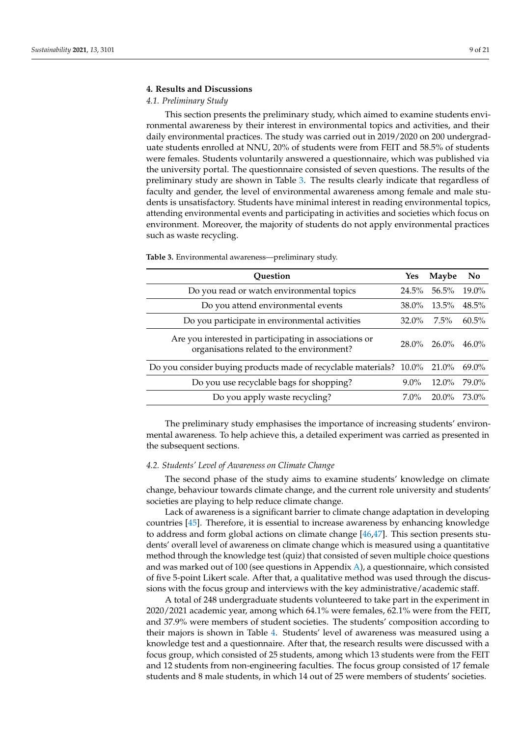## 4. Results and Discussions

### *4.1. Preliminary Study*

This section presents the preliminary study, which aimed to examine students environmental awareness by their interest in environmental topics and activities, and their daily environmental practices. The study was carried out in 2019/2020 on 200 undergraduate students enrolled at NNU, 20% of students were from FEIT and 58.5% of students were females. Students voluntarily answered a questionnaire, which was published via the university portal. The questionnaire consisted of seven questions. The results of the preliminary study are shown in Table 3. The results clearly indicate that regardless of faculty and gender, the level of environmental awareness among female and male students is unsatisfactory. Students have minimal interest in reading environmental topics, attending environmental events and participating in activities and societies which focus on environment. Moreover, the majority of students do not apply environmental practices such as waste recycling.

**Table 3.** Environmental awareness—preliminary study.

| Question | Yes | Maybe | No |
|---|---|---|---|
| Do you read or watch environmental topics | 24.5% | 56.5% | 19.0% |
| Do you attend environmental events | 38.0% | 13.5% | 48.5% |
| Do you participate in environmental activities | 32.0% | 7.5% | 60.5% |
| Are you interested in participating in associations or organisations related to the environment? | 28.0% | 26.0% | 46.0% |
| Do you consider buying products made of recyclable materials? | 10.0% | 21.0% | 69.0% |
| Do you use recyclable bags for shopping? | 9.0% | 12.0% | 79.0% |
| Do you apply waste recycling? | 7.0% | 20.0% | 73.0% |

The preliminary study emphasises the importance of increasing students' environmental awareness. To help achieve this, a detailed experiment was carried as presented in the subsequent sections.

### *4.2. Students' Level of Awareness on Climate Change*

The second phase of the study aims to examine students' knowledge on climate change, behaviour towards climate change, and the current role university and students' societies are playing to help reduce climate change.

Lack of awareness is a significant barrier to climate change adaptation in developing countries [45]. Therefore, it is essential to increase awareness by enhancing knowledge to address and form global actions on climate change [46,47]. This section presents students' overall level of awareness on climate change which is measured using a quantitative method through the knowledge test (quiz) that consisted of seven multiple choice questions and was marked out of 100 (see questions in Appendix A), a questionnaire, which consisted of five 5-point Likert scale. After that, a qualitative method was used through the discussions with the focus group and interviews with the key administrative/academic staff.

A total of 248 undergraduate students volunteered to take part in the experiment in 2020/2021 academic year, among which 64.1% were females, 62.1% were from the FEIT, and 37.9% were members of student societies. The students' composition according to their majors is shown in Table 4. Students' level of awareness was measured using a knowledge test and a questionnaire. After that, the research results were discussed with a focus group, which consisted of 25 students, among which 13 students were from the FEIT and 12 students from non-engineering faculties. The focus group consisted of 17 female students and 8 male students, in which 14 out of 25 were members of students' societies.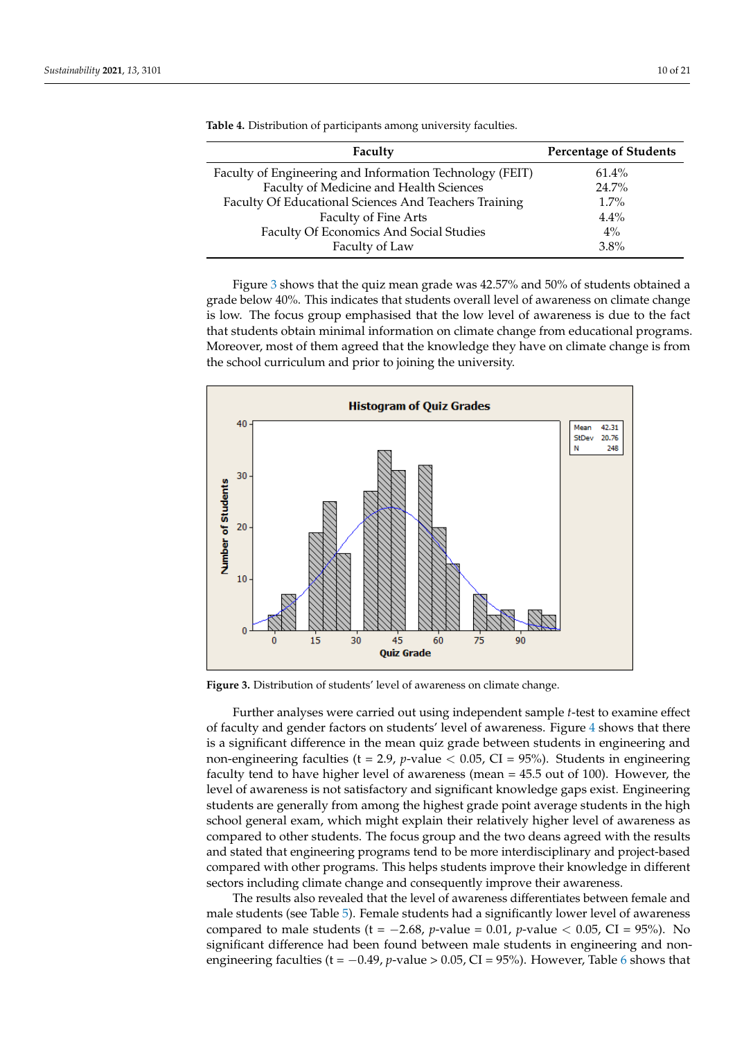**Table 4.** Distribution of participants among university faculties.

| Faculty | Percentage of Students |
|---|---|
| Faculty of Engineering and Information Technology (FEIT) | 61.4% |
| Faculty of Medicine and Health Sciences | 24.7% |
| Faculty Of Educational Sciences And Teachers Training | 1.7% |
| Faculty of Fine Arts | 4.4% |
| Faculty Of Economics And Social Studies | 4% |
| Faculty of Law | 3.8% |

Figure 3 shows that the quiz mean grade was 42.57% and 50% of students obtained a grade below 40%. This indicates that students overall level of awareness on climate change is low. The focus group emphasised that the low level of awareness is due to the fact that students obtain minimal information on climate change from educational programs. Moreover, most of them agreed that the knowledge they have on climate change is from the school curriculum and prior to joining the university.

**Figure 3.** Distribution of students' level of awareness on climate change.

Further analyses were carried out using independent sample *t*-test to examine effect of faculty and gender factors on students' level of awareness. Figure 4 shows that there is a significant difference in the mean quiz grade between students in engineering and non-engineering faculties (t = 2.9, *p*-value $< 0.05$, CI = 95%). Students in engineering faculty tend to have higher level of awareness (mean = 45.5 out of 100). However, the level of awareness is not satisfactory and significant knowledge gaps exist. Engineering students are generally from among the highest grade point average students in the high school general exam, which might explain their relatively higher level of awareness as compared to other students. The focus group and the two deans agreed with the results and stated that engineering programs tend to be more interdisciplinary and project-based compared with other programs. This helps students improve their knowledge in different sectors including climate change and consequently improve their awareness.

The results also revealed that the level of awareness differentiates between female and male students (see Table 5). Female students had a significantly lower level of awareness compared to male students (t = −2.68, *p*-value = 0.01, *p*-value $< 0.05$, CI = 95%). No significant difference had been found between male students in engineering and non-engineering faculties (t = −0.49, *p*-value $> 0.05$, CI = 95%). However, Table 6 shows that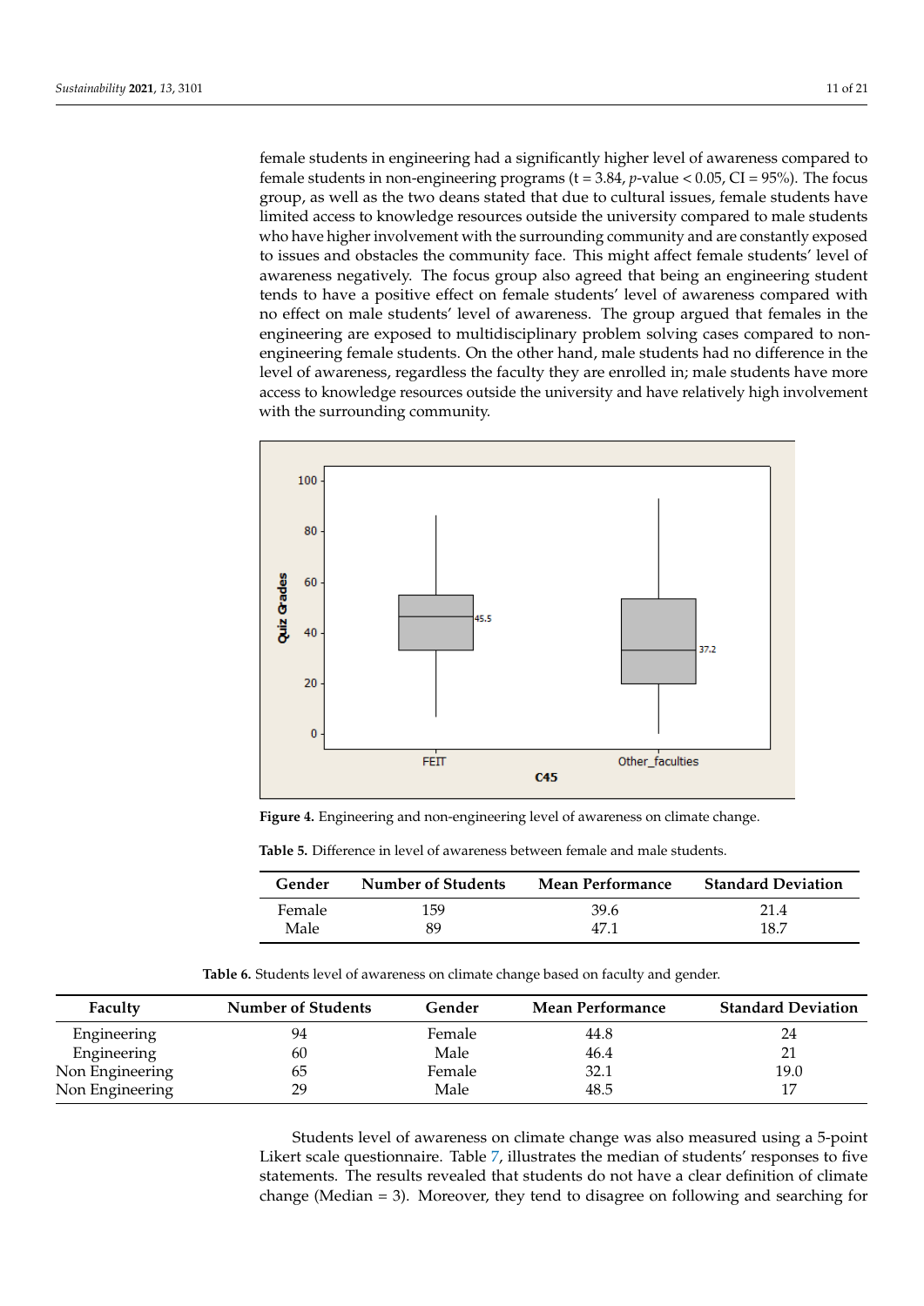female students in engineering had a significantly higher level of awareness compared to female students in non-engineering programs ($t = 3.84$, $p$-value $< 0.05$, CI = 95%). The focus group, as well as the two deans stated that due to cultural issues, female students have limited access to knowledge resources outside the university compared to male students who have higher involvement with the surrounding community and are constantly exposed to issues and obstacles the community face. This might affect female students' level of awareness negatively. The focus group also agreed that being an engineering student tends to have a positive effect on female students' level of awareness compared with no effect on male students' level of awareness. The group argued that females in the engineering are exposed to multidisciplinary problem solving cases compared to non-engineering female students. On the other hand, male students had no difference in the level of awareness, regardless the faculty they are enrolled in; male students have more access to knowledge resources outside the university and have relatively high involvement with the surrounding community.

**Figure 4.** Engineering and non-engineering level of awareness on climate change.

**Table 5.** Difference in level of awareness between female and male students.

| Gender | Number of Students | Mean Performance | Standard Deviation |
| --- | --- | --- | --- |
| Female | 159 | 39.6 | 21.4 |
| Male | 89 | 47.1 | 18.7 |

**Table 6.** Students level of awareness on climate change based on faculty and gender.

| Faculty | Number of Students | Gender | Mean Performance | Standard Deviation |
| --- | --- | --- | --- | --- |
| Engineering | 94 | Female | 44.8 | 24 |
| Engineering | 60 | Male | 46.4 | 21 |
| Non Engineering | 65 | Female | 32.1 | 19.0 |
| Non Engineering | 29 | Male | 48.5 | 17 |

Students level of awareness on climate change was also measured using a 5-point Likert scale questionnaire. Table 7, illustrates the median of students' responses to five statements. The results revealed that students do not have a clear definition of climate change (Median = 3). Moreover, they tend to disagree on following and searching for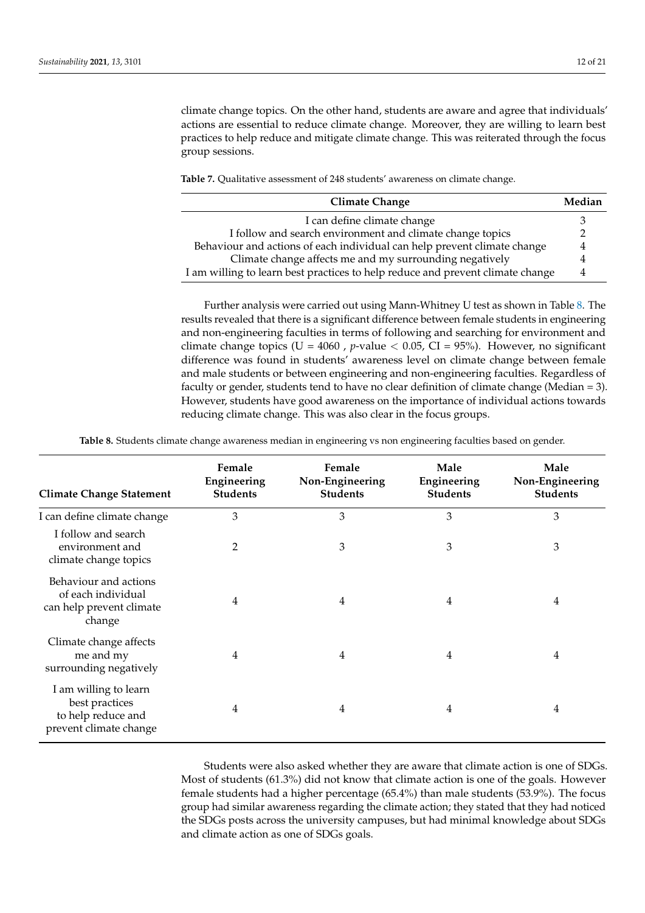climate change topics. On the other hand, students are aware and agree that individuals' actions are essential to reduce climate change. Moreover, they are willing to learn best practices to help reduce and mitigate climate change. This was reiterated through the focus group sessions.

**Table 7.** Qualitative assessment of 248 students' awareness on climate change.

| Climate Change | Median |
|---|---|
| I can define climate change | 3 |
| I follow and search environment and climate change topics | 2 |
| Behaviour and actions of each individual can help prevent climate change | 4 |
| Climate change affects me and my surrounding negatively | 4 |
| I am willing to learn best practices to help reduce and prevent climate change | 4 |

Further analysis were carried out using Mann-Whitney U test as shown in Table 8. The results revealed that there is a significant difference between female students in engineering and non-engineering faculties in terms of following and searching for environment and climate change topics ($U = 4060$, $p$-value $< 0.05$, CI = 95%). However, no significant difference was found in students' awareness level on climate change between female and male students or between engineering and non-engineering faculties. Regardless of faculty or gender, students tend to have no clear definition of climate change (Median = 3). However, students have good awareness on the importance of individual actions towards reducing climate change. This was also clear in the focus groups.

**Table 8.** Students climate change awareness median in engineering vs non engineering faculties based on gender.

| Climate Change Statement | Female Engineering Students | Female Non-Engineering Students | Male Engineering Students | Male Non-Engineering Students |
|---|---|---|---|---|
| I can define climate change | 3 | 3 | 3 | 3 |
| I follow and search environment and climate change topics | 2 | 3 | 3 | 3 |
| Behaviour and actions of each individual can help prevent climate change | 4 | 4 | 4 | 4 |
| Climate change affects me and my surrounding negatively | 4 | 4 | 4 | 4 |
| I am willing to learn best practices to help reduce and prevent climate change | 4 | 4 | 4 | 4 |

Students were also asked whether they are aware that climate action is one of SDGs. Most of students (61.3%) did not know that climate action is one of the goals. However female students had a higher percentage (65.4%) than male students (53.9%). The focus group had similar awareness regarding the climate action; they stated that they had noticed the SDGs posts across the university campuses, but had minimal knowledge about SDGs and climate action as one of SDGs goals.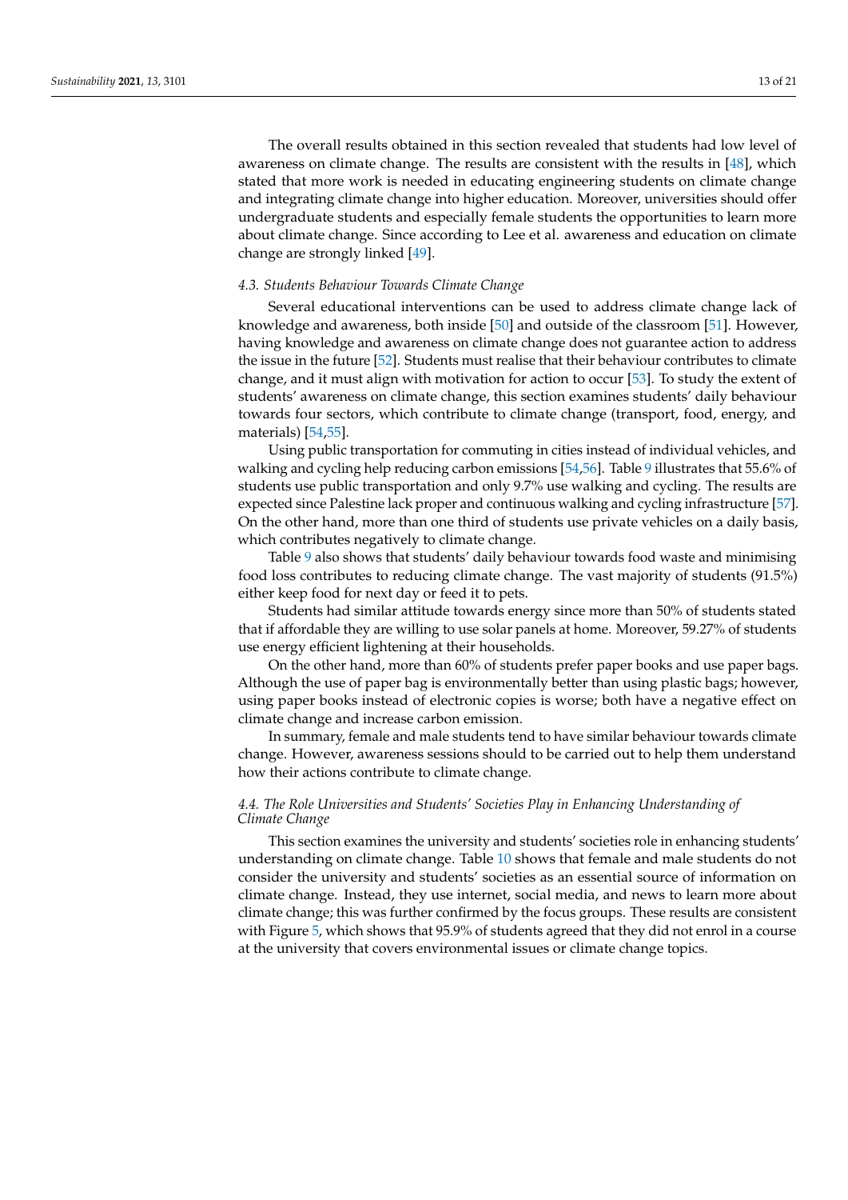The overall results obtained in this section revealed that students had low level of awareness on climate change. The results are consistent with the results in [48], which stated that more work is needed in educating engineering students on climate change and integrating climate change into higher education. Moreover, universities should offer undergraduate students and especially female students the opportunities to learn more about climate change. Since according to Lee et al. awareness and education on climate change are strongly linked [49].

### *4.3. Students Behaviour Towards Climate Change*

Several educational interventions can be used to address climate change lack of knowledge and awareness, both inside [50] and outside of the classroom [51]. However, having knowledge and awareness on climate change does not guarantee action to address the issue in the future [52]. Students must realise that their behaviour contributes to climate change, and it must align with motivation for action to occur [53]. To study the extent of students' awareness on climate change, this section examines students' daily behaviour towards four sectors, which contribute to climate change (transport, food, energy, and materials) [54,55].

Using public transportation for commuting in cities instead of individual vehicles, and walking and cycling help reducing carbon emissions [54,56]. Table 9 illustrates that 55.6% of students use public transportation and only 9.7% use walking and cycling. The results are expected since Palestine lack proper and continuous walking and cycling infrastructure [57]. On the other hand, more than one third of students use private vehicles on a daily basis, which contributes negatively to climate change.

Table 9 also shows that students' daily behaviour towards food waste and minimising food loss contributes to reducing climate change. The vast majority of students (91.5%) either keep food for next day or feed it to pets.

Students had similar attitude towards energy since more than 50% of students stated that if affordable they are willing to use solar panels at home. Moreover, 59.27% of students use energy efficient lightening at their households.

On the other hand, more than 60% of students prefer paper books and use paper bags. Although the use of paper bag is environmentally better than using plastic bags; however, using paper books instead of electronic copies is worse; both have a negative effect on climate change and increase carbon emission.

In summary, female and male students tend to have similar behaviour towards climate change. However, awareness sessions should to be carried out to help them understand how their actions contribute to climate change.

### *4.4. The Role Universities and Students' Societies Play in Enhancing Understanding of Climate Change*

This section examines the university and students' societies role in enhancing students' understanding on climate change. Table 10 shows that female and male students do not consider the university and students' societies as an essential source of information on climate change. Instead, they use internet, social media, and news to learn more about climate change; this was further confirmed by the focus groups. These results are consistent with Figure 5, which shows that 95.9% of students agreed that they did not enrol in a course at the university that covers environmental issues or climate change topics.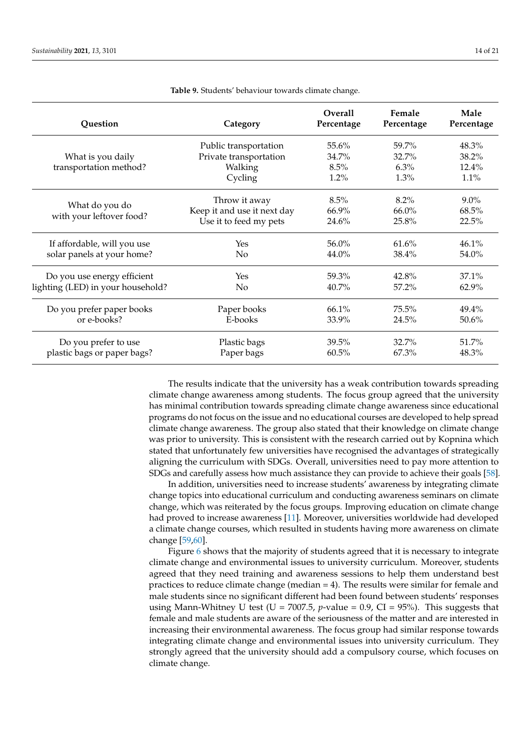**Table 9.** Students' behaviour towards climate change.

| Question | Category | Overall Percentage | Female Percentage | Male Percentage |
|---|---|---|---|---|
| What is you daily transportation method? | Public transportation | 55.6% | 59.7% | 48.3% |
| | Private transportation | 34.7% | 32.7% | 38.2% |
| | Walking | 8.5% | 6.3% | 12.4% |
| | Cycling | 1.2% | 1.3% | 1.1% |
| What do you do with your leftover food? | Throw it away | 8.5% | 8.2% | 9.0% |
| | Keep it and use it next day | 66.9% | 66.0% | 68.5% |
| | Use it to feed my pets | 24.6% | 25.8% | 22.5% |
| If affordable, will you use solar panels at your home? | Yes | 56.0% | 61.6% | 46.1% |
| | No | 44.0% | 38.4% | 54.0% |
| Do you use energy efficient lighting (LED) in your household? | Yes | 59.3% | 42.8% | 37.1% |
| | No | 40.7% | 57.2% | 62.9% |
| Do you prefer paper books or e-books? | Paper books | 66.1% | 75.5% | 49.4% |
| | E-books | 33.9% | 24.5% | 50.6% |
| Do you prefer to use plastic bags or paper bags? | Plastic bags | 39.5% | 32.7% | 51.7% |
| | Paper bags | 60.5% | 67.3% | 48.3% |

The results indicate that the university has a weak contribution towards spreading climate change awareness among students. The focus group agreed that the university has minimal contribution towards spreading climate change awareness since educational programs do not focus on the issue and no educational courses are developed to help spread climate change awareness. The group also stated that their knowledge on climate change was prior to university. This is consistent with the research carried out by Kopnina which stated that unfortunately few universities have recognised the advantages of strategically aligning the curriculum with SDGs. Overall, universities need to pay more attention to SDGs and carefully assess how much assistance they can provide to achieve their goals [58].

In addition, universities need to increase students' awareness by integrating climate change topics into educational curriculum and conducting awareness seminars on climate change, which was reiterated by the focus groups. Improving education on climate change had proved to increase awareness [11]. Moreover, universities worldwide had developed a climate change courses, which resulted in students having more awareness on climate change [59,60].

Figure 6 shows that the majority of students agreed that it is necessary to integrate climate change and environmental issues to university curriculum. Moreover, students agreed that they need training and awareness sessions to help them understand best practices to reduce climate change (median = 4). The results were similar for female and male students since no significant different had been found between students' responses using Mann-Whitney U test (U = 7007.5, $p$-value = 0.9, CI = 95%). This suggests that female and male students are aware of the seriousness of the matter and are interested in increasing their environmental awareness. The focus group had similar response towards integrating climate change and environmental issues into university curriculum. They strongly agreed that the university should add a compulsory course, which focuses on climate change.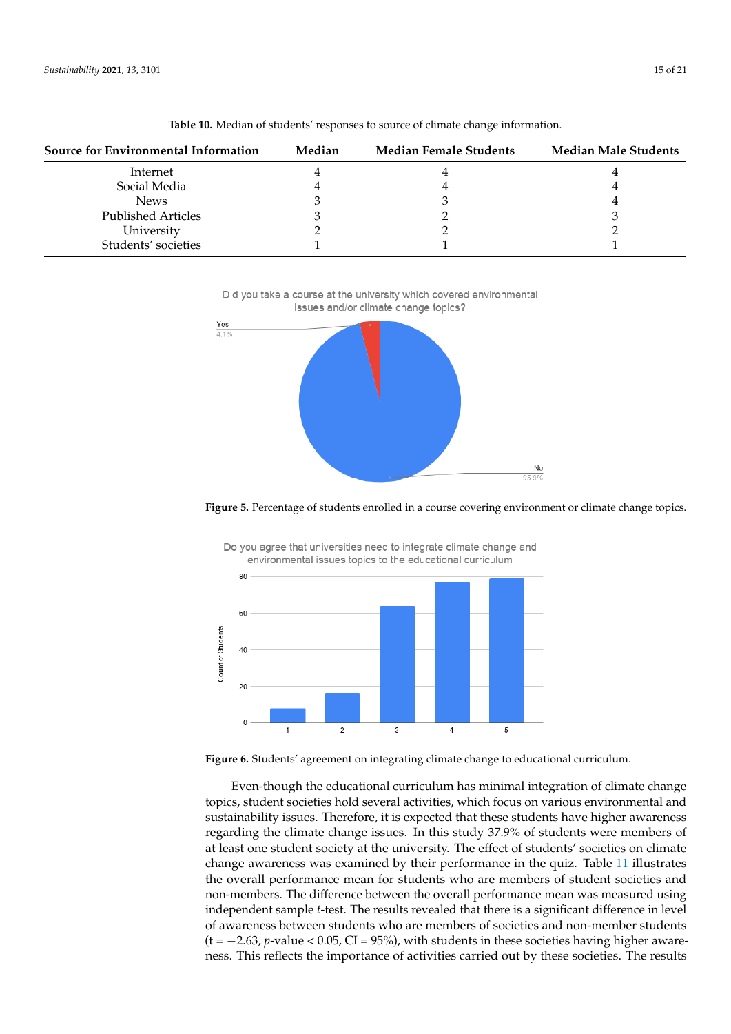**Table 10.** Median of students' responses to source of climate change information.

| Source for Environmental Information | Median | Median Female Students | Median Male Students |
|---|---|---|---|
| Internet | 4 | 4 | 4 |
| Social Media | 4 | 4 | 4 |
| News | 3 | 3 | 4 |
| Published Articles | 3 | 2 | 3 |
| University | 2 | 2 | 2 |
| Students' societies | 1 | 1 | 1 |

**Figure 5.** Percentage of students enrolled in a course covering environment or climate change topics.

**Figure 6.** Students' agreement on integrating climate change to educational curriculum.

Even-though the educational curriculum has minimal integration of climate change topics, student societies hold several activities, which focus on various environmental and sustainability issues. Therefore, it is expected that these students have higher awareness regarding the climate change issues. In this study 37.9% of students were members of at least one student society at the university. The effect of students' societies on climate change awareness was examined by their performance in the quiz. Table 11 illustrates the overall performance mean for students who are members of student societies and non-members. The difference between the overall performance mean was measured using independent sample *t*-test. The results revealed that there is a significant difference in level of awareness between students who are members of societies and non-member students ($t = -2.63$, $p$-value $< 0.05$, CI = 95%), with students in these societies having higher awareness. This reflects the importance of activities carried out by these societies. The results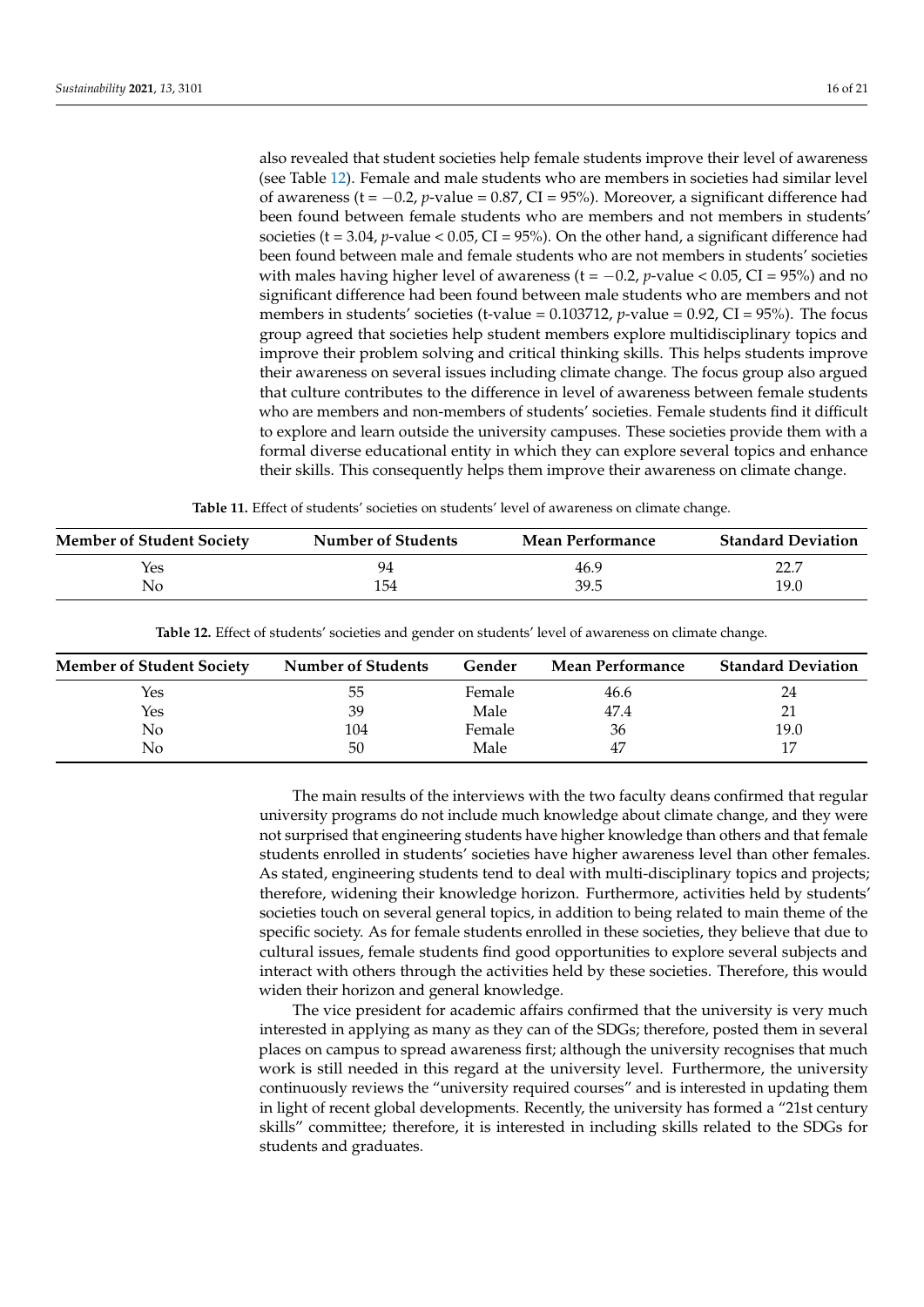also revealed that student societies help female students improve their level of awareness (see Table 12). Female and male students who are members in societies had similar level of awareness ($t = -0.2$, $p$-value = 0.87, CI = 95%). Moreover, a significant difference had been found between female students who are members and not members in students' societies ($t = 3.04$, $p$-value < 0.05, CI = 95%). On the other hand, a significant difference had been found between male and female students who are not members in students' societies with males having higher level of awareness ($t = -0.2$, $p$-value < 0.05, CI = 95%) and no significant difference had been found between male students who are members and not members in students' societies ($t$-value = 0.103712, $p$-value = 0.92, CI = 95%). The focus group agreed that societies help student members explore multidisciplinary topics and improve their problem solving and critical thinking skills. This helps students improve their awareness on several issues including climate change. The focus group also argued that culture contributes to the difference in level of awareness between female students who are members and non-members of students' societies. Female students find it difficult to explore and learn outside the university campuses. These societies provide them with a formal diverse educational entity in which they can explore several topics and enhance their skills. This consequently helps them improve their awareness on climate change.

**Table 11.** Effect of students' societies on students' level of awareness on climate change.

| Member of Student Society | Number of Students | Mean Performance | Standard Deviation |
|---|---|---|---|
| Yes | 94 | 46.9 | 22.7 |
| No | 154 | 39.5 | 19.0 |

**Table 12.** Effect of students' societies and gender on students' level of awareness on climate change.

| Member of Student Society | Number of Students | Gender | Mean Performance | Standard Deviation |
|---|---|---|---|---|
| Yes | 55 | Female | 46.6 | 24 |
| Yes | 39 | Male | 47.4 | 21 |
| No | 104 | Female | 36 | 19.0 |
| No | 50 | Male | 47 | 17 |

The main results of the interviews with the two faculty deans confirmed that regular university programs do not include much knowledge about climate change, and they were not surprised that engineering students have higher knowledge than others and that female students enrolled in students' societies have higher awareness level than other females. As stated, engineering students tend to deal with multi-disciplinary topics and projects; therefore, widening their knowledge horizon. Furthermore, activities held by students' societies touch on several general topics, in addition to being related to main theme of the specific society. As for female students enrolled in these societies, they believe that due to cultural issues, female students find good opportunities to explore several subjects and interact with others through the activities held by these societies. Therefore, this would widen their horizon and general knowledge.

The vice president for academic affairs confirmed that the university is very much interested in applying as many as they can of the SDGs; therefore, posted them in several places on campus to spread awareness first; although the university recognises that much work is still needed in this regard at the university level. Furthermore, the university continuously reviews the "university required courses" and is interested in updating them in light of recent global developments. Recently, the university has formed a "21st century skills" committee; therefore, it is interested in including skills related to the SDGs for students and graduates.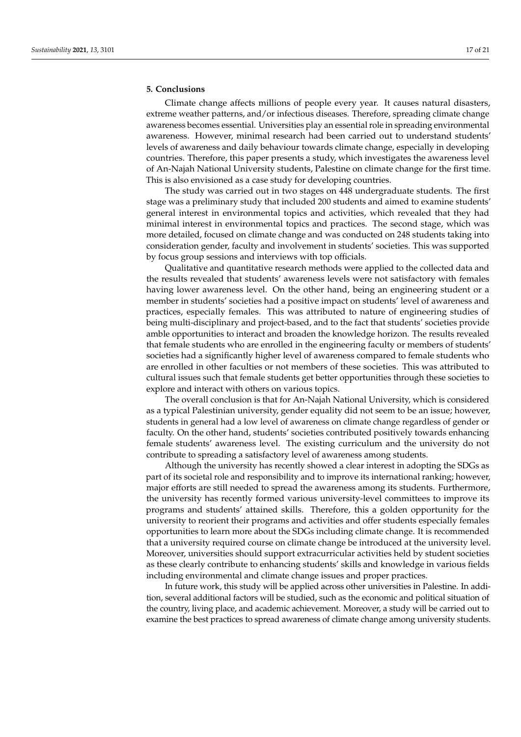## 5. Conclusions

Climate change affects millions of people every year. It causes natural disasters, extreme weather patterns, and/or infectious diseases. Therefore, spreading climate change awareness becomes essential. Universities play an essential role in spreading environmental awareness. However, minimal research had been carried out to understand students' levels of awareness and daily behaviour towards climate change, especially in developing countries. Therefore, this paper presents a study, which investigates the awareness level of An-Najah National University students, Palestine on climate change for the first time. This is also envisioned as a case study for developing countries.

The study was carried out in two stages on 448 undergraduate students. The first stage was a preliminary study that included 200 students and aimed to examine students' general interest in environmental topics and activities, which revealed that they had minimal interest in environmental topics and practices. The second stage, which was more detailed, focused on climate change and was conducted on 248 students taking into consideration gender, faculty and involvement in students' societies. This was supported by focus group sessions and interviews with top officials.

Qualitative and quantitative research methods were applied to the collected data and the results revealed that students' awareness levels were not satisfactory with females having lower awareness level. On the other hand, being an engineering student or a member in students' societies had a positive impact on students' level of awareness and practices, especially females. This was attributed to nature of engineering studies of being multi-disciplinary and project-based, and to the fact that students' societies provide amble opportunities to interact and broaden the knowledge horizon. The results revealed that female students who are enrolled in the engineering faculty or members of students' societies had a significantly higher level of awareness compared to female students who are enrolled in other faculties or not members of these societies. This was attributed to cultural issues such that female students get better opportunities through these societies to explore and interact with others on various topics.

The overall conclusion is that for An-Najah National University, which is considered as a typical Palestinian university, gender equality did not seem to be an issue; however, students in general had a low level of awareness on climate change regardless of gender or faculty. On the other hand, students' societies contributed positively towards enhancing female students' awareness level. The existing curriculum and the university do not contribute to spreading a satisfactory level of awareness among students.

Although the university has recently showed a clear interest in adopting the SDGs as part of its societal role and responsibility and to improve its international ranking; however, major efforts are still needed to spread the awareness among its students. Furthermore, the university has recently formed various university-level committees to improve its programs and students' attained skills. Therefore, this a golden opportunity for the university to reorient their programs and activities and offer students especially females opportunities to learn more about the SDGs including climate change. It is recommended that a university required course on climate change be introduced at the university level. Moreover, universities should support extracurricular activities held by student societies as these clearly contribute to enhancing students' skills and knowledge in various fields including environmental and climate change issues and proper practices.

In future work, this study will be applied across other universities in Palestine. In addition, several additional factors will be studied, such as the economic and political situation of the country, living place, and academic achievement. Moreover, a study will be carried out to examine the best practices to spread awareness of climate change among university students.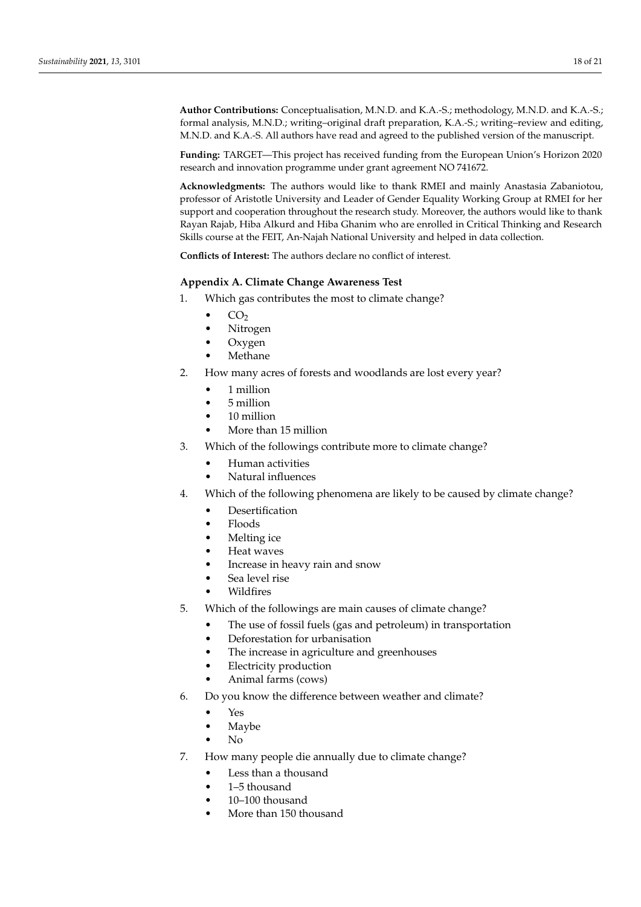**Author Contributions:** Conceptualisation, M.N.D. and K.A.-S.; methodology, M.N.D. and K.A.-S.; formal analysis, M.N.D.; writing–original draft preparation, K.A.-S.; writing–review and editing, M.N.D. and K.A.-S. All authors have read and agreed to the published version of the manuscript.

**Funding:** TARGET—This project has received funding from the European Union's Horizon 2020 research and innovation programme under grant agreement NO 741672.

**Acknowledgments:** The authors would like to thank RMEI and mainly Anastasia Zabaniotou, professor of Aristotle University and Leader of Gender Equality Working Group at RMEI for her support and cooperation throughout the research study. Moreover, the authors would like to thank Rayan Rajab, Hiba Alkurd and Hiba Ghanim who are enrolled in Critical Thinking and Research Skills course at the FEIT, An-Najah National University and helped in data collection.

**Conflicts of Interest:** The authors declare no conflict of interest.

## Appendix A. Climate Change Awareness Test

1. Which gas contributes the most to climate change?
   - $CO_2$
   - Nitrogen
   - Oxygen
   - Methane
2. How many acres of forests and woodlands are lost every year?
   - 1 million
   - 5 million
   - 10 million
   - More than 15 million
3. Which of the followings contribute more to climate change?
   - Human activities
   - Natural influences
4. Which of the following phenomena are likely to be caused by climate change?
   - Desertification
   - Floods
   - Melting ice
   - Heat waves
   - Increase in heavy rain and snow
   - Sea level rise
   - Wildfires
5. Which of the followings are main causes of climate change?
   - The use of fossil fuels (gas and petroleum) in transportation
   - Deforestation for urbanisation
   - The increase in agriculture and greenhouses
   - Electricity production
   - Animal farms (cows)
6. Do you know the difference between weather and climate?
   - Yes
   - Maybe
   - No
7. How many people die annually due to climate change?
   - Less than a thousand
   - 1–5 thousand
   - 10–100 thousand
   - More than 150 thousand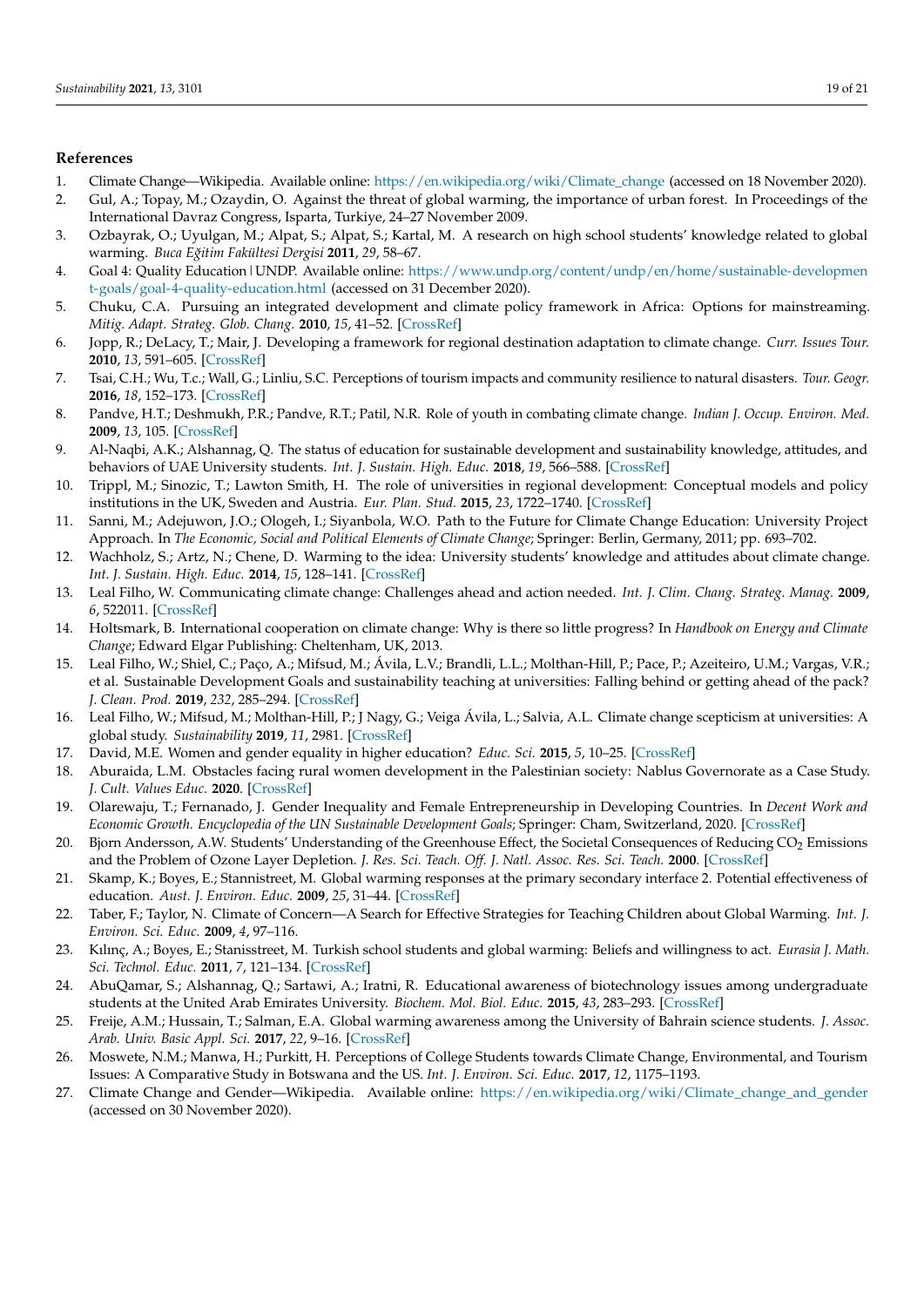## References

1. Climate Change—Wikipedia. Available online: https://en.wikipedia.org/wiki/Climate_change (accessed on 18 November 2020).
2. Gul, A.; Topay, M.; Ozaydin, O. Against the threat of global warming, the importance of urban forest. In Proceedings of the International Davraz Congress, Isparta, Turkiye, 24–27 November 2009.
3. Ozbayrak, O.; Uyulgan, M.; Alpat, S.; Alpat, S.; Kartal, M. A research on high school students' knowledge related to global warming. *Buca Eğitim Fakültesi Dergisi* **2011**, *29*, 58–67.
4. Goal 4: Quality Education | UNDP. Available online: https://www.undp.org/content/undp/en/home/sustainable-development-goals/goal-4-quality-education.html (accessed on 31 December 2020).
5. Chuku, C.A. Pursuing an integrated development and climate policy framework in Africa: Options for mainstreaming. *Mitig. Adapt. Strateg. Glob. Chang.* **2010**, *15*, 41–52. [CrossRef]
6. Jopp, R.; DeLacy, T.; Mair, J. Developing a framework for regional destination adaptation to climate change. *Curr. Issues Tour.* **2010**, *13*, 591–605. [CrossRef]
7. Tsai, C.H.; Wu, T.c.; Wall, G.; Linliu, S.C. Perceptions of tourism impacts and community resilience to natural disasters. *Tour. Geogr.* **2016**, *18*, 152–173. [CrossRef]
8. Pandve, H.T.; Deshmukh, P.R.; Pandve, R.T.; Patil, N.R. Role of youth in combating climate change. *Indian J. Occup. Environ. Med.* **2009**, *13*, 105. [CrossRef]
9. Al-Naqbi, A.K.; Alshannag, Q. The status of education for sustainable development and sustainability knowledge, attitudes, and behaviors of UAE University students. *Int. J. Sustain. High. Educ.* **2018**, *19*, 566–588. [CrossRef]
10. Trippl, M.; Sinozic, T.; Lawton Smith, H. The role of universities in regional development: Conceptual models and policy institutions in the UK, Sweden and Austria. *Eur. Plan. Stud.* **2015**, *23*, 1722–1740. [CrossRef]
11. Sanni, M.; Adejuwon, J.O.; Ologeh, I.; Siyanbola, W.O. Path to the Future for Climate Change Education: University Project Approach. In *The Economic, Social and Political Elements of Climate Change*; Springer: Berlin, Germany, 2011; pp. 693–702.
12. Wachholz, S.; Artz, N.; Chene, D. Warming to the idea: University students' knowledge and attitudes about climate change. *Int. J. Sustain. High. Educ.* **2014**, *15*, 128–141. [CrossRef]
13. Leal Filho, W. Communicating climate change: Challenges ahead and action needed. *Int. J. Clim. Chang. Strateg. Manag.* **2009**, *6*, 522011. [CrossRef]
14. Holtsmark, B. International cooperation on climate change: Why is there so little progress? In *Handbook on Energy and Climate Change*; Edward Elgar Publishing: Cheltenham, UK, 2013.
15. Leal Filho, W.; Shiel, C.; Paço, A.; Mifsud, M.; Ávila, L.V.; Brandli, L.L.; Molthan-Hill, P.; Pace, P.; Azeiteiro, U.M.; Vargas, V.R.; et al. Sustainable Development Goals and sustainability teaching at universities: Falling behind or getting ahead of the pack? *J. Clean. Prod.* **2019**, *232*, 285–294. [CrossRef]
16. Leal Filho, W.; Mifsud, M.; Molthan-Hill, P.; J Nagy, G.; Veiga Ávila, L.; Salvia, A.L. Climate change scepticism at universities: A global study. *Sustainability* **2019**, *11*, 2981. [CrossRef]
17. David, M.E. Women and gender equality in higher education? *Educ. Sci.* **2015**, *5*, 10–25. [CrossRef]
18. Aburaida, L.M. Obstacles facing rural women development in the Palestinian society: Nablus Governorate as a Case Study. *J. Cult. Values Educ.* **2020**. [CrossRef]
19. Olarewaju, T.; Fernanado, J. Gender Inequality and Female Entrepreneurship in Developing Countries. In *Decent Work and Economic Growth. Encyclopedia of the UN Sustainable Development Goals*; Springer: Cham, Switzerland, 2020. [CrossRef]
20. Bjorn Andersson, A.W. Students' Understanding of the Greenhouse Effect, the Societal Consequences of Reducing $CO_2$ Emissions and the Problem of Ozone Layer Depletion. *J. Res. Sci. Teach. Off. J. Natl. Assoc. Res. Sci. Teach.* **2000**. [CrossRef]
21. Skamp, K.; Boyes, E.; Stannistreet, M. Global warming responses at the primary secondary interface 2. Potential effectiveness of education. *Aust. J. Environ. Educ.* **2009**, *25*, 31–44. [CrossRef]
22. Taber, F.; Taylor, N. Climate of Concern—A Search for Effective Strategies for Teaching Children about Global Warming. *Int. J. Environ. Sci. Educ.* **2009**, *4*, 97–116.
23. Kılınç, A.; Boyes, E.; Stanisstreet, M. Turkish school students and global warming: Beliefs and willingness to act. *Eurasia J. Math. Sci. Technol. Educ.* **2011**, *7*, 121–134. [CrossRef]
24. AbuQamar, S.; Alshannag, Q.; Sartawi, A.; Iratni, R. Educational awareness of biotechnology issues among undergraduate students at the United Arab Emirates University. *Biochem. Mol. Biol. Educ.* **2015**, *43*, 283–293. [CrossRef]
25. Freije, A.M.; Hussain, T.; Salman, E.A. Global warming awareness among the University of Bahrain science students. *J. Assoc. Arab. Univ. Basic Appl. Sci.* **2017**, *22*, 9–16. [CrossRef]
26. Moswete, N.M.; Manwa, H.; Purkitt, H. Perceptions of College Students towards Climate Change, Environmental, and Tourism Issues: A Comparative Study in Botswana and the US. *Int. J. Environ. Sci. Educ.* **2017**, *12*, 1175–1193.
27. Climate Change and Gender—Wikipedia. Available online: https://en.wikipedia.org/wiki/Climate_change_and_gender (accessed on 30 November 2020).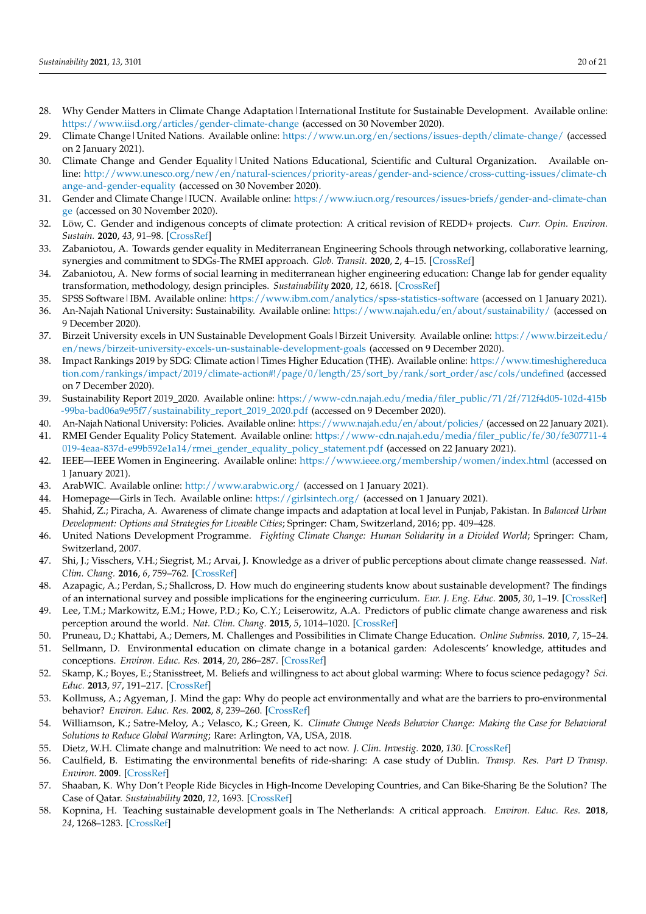28. Why Gender Matters in Climate Change Adaptation | International Institute for Sustainable Development. Available online: https://www.iisd.org/articles/gender-climate-change (accessed on 30 November 2020).
29. Climate Change | United Nations. Available online: https://www.un.org/en/sections/issues-depth/climate-change/ (accessed on 2 January 2021).
30. Climate Change and Gender Equality | United Nations Educational, Scientific and Cultural Organization. Available online: http://www.unesco.org/new/en/natural-sciences/priority-areas/gender-and-science/cross-cutting-issues/climate-change-and-gender-equality (accessed on 30 November 2020).
31. Gender and Climate Change | IUCN. Available online: https://www.iucn.org/resources/issues-briefs/gender-and-climate-change (accessed on 30 November 2020).
32. Löw, C. Gender and indigenous concepts of climate protection: A critical revision of REDD+ projects. *Curr. Opin. Environ. Sustain.* **2020**, *43*, 91–98. [CrossRef]
33. Zabaniotou, A. Towards gender equality in Mediterranean Engineering Schools through networking, collaborative learning, synergies and commitment to SDGs-The RMEI approach. *Glob. Transit.* **2020**, *2*, 4–15. [CrossRef]
34. Zabaniotou, A. New forms of social learning in mediterranean higher engineering education: Change lab for gender equality transformation, methodology, design principles. *Sustainability* **2020**, *12*, 6618. [CrossRef]
35. SPSS Software | IBM. Available online: https://www.ibm.com/analytics/spss-statistics-software (accessed on 1 January 2021).
36. An-Najah National University: Sustainability. Available online: https://www.najah.edu/en/about/sustainability/ (accessed on 9 December 2020).
37. Birzeit University excels in UN Sustainable Development Goals | Birzeit University. Available online: https://www.birzeit.edu/en/news/birzeit-university-excels-un-sustainable-development-goals (accessed on 9 December 2020).
38. Impact Rankings 2019 by SDG: Climate action | Times Higher Education (THE). Available online: https://www.timeshighereducation.com/rankings/impact/2019/climate-action#!/page/0/length/25/sort_by/rank/sort_order/asc/cols/undefined (accessed on 7 December 2020).
39. Sustainability Report 2019_2020. Available online: https://www-cdn.najah.edu/media/filer_public/71/2f/712f4d05-102d-415b-99ba-bad06a9e95f7/sustainability_report_2019_2020.pdf (accessed on 9 December 2020).
40. An-Najah National University: Policies. Available online: https://www.najah.edu/en/about/policies/ (accessed on 22 January 2021).
41. RMEI Gender Equality Policy Statement. Available online: https://www-cdn.najah.edu/media/filer_public/fe/30/fe307711-4019-4eaa-837d-e99b592e1a14/rmei_gender_equality_policy_statement.pdf (accessed on 22 January 2021).
42. IEEE—IEEE Women in Engineering. Available online: https://www.ieee.org/membership/women/index.html (accessed on 1 January 2021).
43. ArabWIC. Available online: http://www.arabwic.org/ (accessed on 1 January 2021).
44. Homepage—Girls in Tech. Available online: https://girlsintech.org/ (accessed on 1 January 2021).
45. Shahid, Z.; Piracha, A. Awareness of climate change impacts and adaptation at local level in Punjab, Pakistan. In *Balanced Urban Development: Options and Strategies for Liveable Cities*; Springer: Cham, Switzerland, 2016; pp. 409–428.
46. United Nations Development Programme. *Fighting Climate Change: Human Solidarity in a Divided World*; Springer: Cham, Switzerland, 2007.
47. Shi, J.; Visschers, V.H.; Siegrist, M.; Arvai, J. Knowledge as a driver of public perceptions about climate change reassessed. *Nat. Clim. Chang.* **2016**, *6*, 759–762. [CrossRef]
48. Azapagic, A.; Perdan, S.; Shallcross, D. How much do engineering students know about sustainable development? The findings of an international survey and possible implications for the engineering curriculum. *Eur. J. Eng. Educ.* **2005**, *30*, 1–19. [CrossRef]
49. Lee, T.M.; Markowitz, E.M.; Howe, P.D.; Ko, C.Y.; Leiserowitz, A.A. Predictors of public climate change awareness and risk perception around the world. *Nat. Clim. Chang.* **2015**, *5*, 1014–1020. [CrossRef]
50. Pruneau, D.; Khattabi, A.; Demers, M. Challenges and Possibilities in Climate Change Education. *Online Submiss.* **2010**, *7*, 15–24.
51. Sellmann, D. Environmental education on climate change in a botanical garden: Adolescents' knowledge, attitudes and conceptions. *Environ. Educ. Res.* **2014**, *20*, 286–287. [CrossRef]
52. Skamp, K.; Boyes, E.; Stanisstreet, M. Beliefs and willingness to act about global warming: Where to focus science pedagogy? *Sci. Educ.* **2013**, *97*, 191–217. [CrossRef]
53. Kollmuss, A.; Agyeman, J. Mind the gap: Why do people act environmentally and what are the barriers to pro-environmental behavior? *Environ. Educ. Res.* **2002**, *8*, 239–260. [CrossRef]
54. Williamson, K.; Satre-Meloy, A.; Velasco, K.; Green, K. *Climate Change Needs Behavior Change: Making the Case for Behavioral Solutions to Reduce Global Warming*; Rare: Arlington, VA, USA, 2018.
55. Dietz, W.H. Climate change and malnutrition: We need to act now. *J. Clin. Investig.* **2020**, *130*. [CrossRef]
56. Caulfield, B. Estimating the environmental benefits of ride-sharing: A case study of Dublin. *Transp. Res. Part D Transp. Environ.* **2009**. [CrossRef]
57. Shaaban, K. Why Don't People Ride Bicycles in High-Income Developing Countries, and Can Bike-Sharing Be the Solution? The Case of Qatar. *Sustainability* **2020**, *12*, 1693. [CrossRef]
58. Kopnina, H. Teaching sustainable development goals in The Netherlands: A critical approach. *Environ. Educ. Res.* **2018**, *24*, 1268–1283. [CrossRef]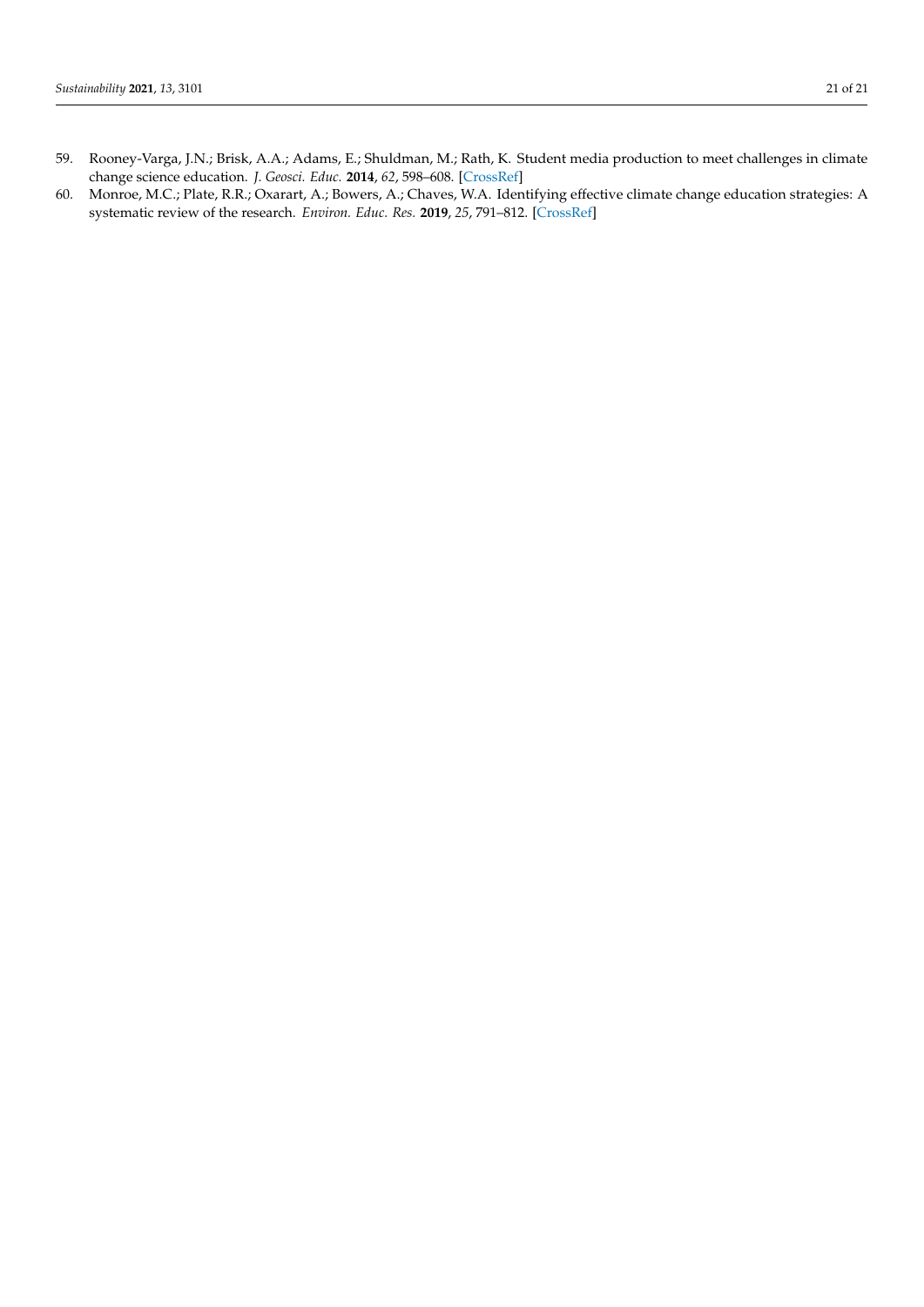59. Rooney-Varga, J.N.; Brisk, A.A.; Adams, E.; Shuldman, M.; Rath, K. Student media production to meet challenges in climate change science education. *J. Geosci. Educ.* **2014**, *62*, 598–608. [CrossRef]
60. Monroe, M.C.; Plate, R.R.; Oxarart, A.; Bowers, A.; Chaves, W.A. Identifying effective climate change education strategies: A systematic review of the research. *Environ. Educ. Res.* **2019**, *25*, 791–812. [CrossRef]